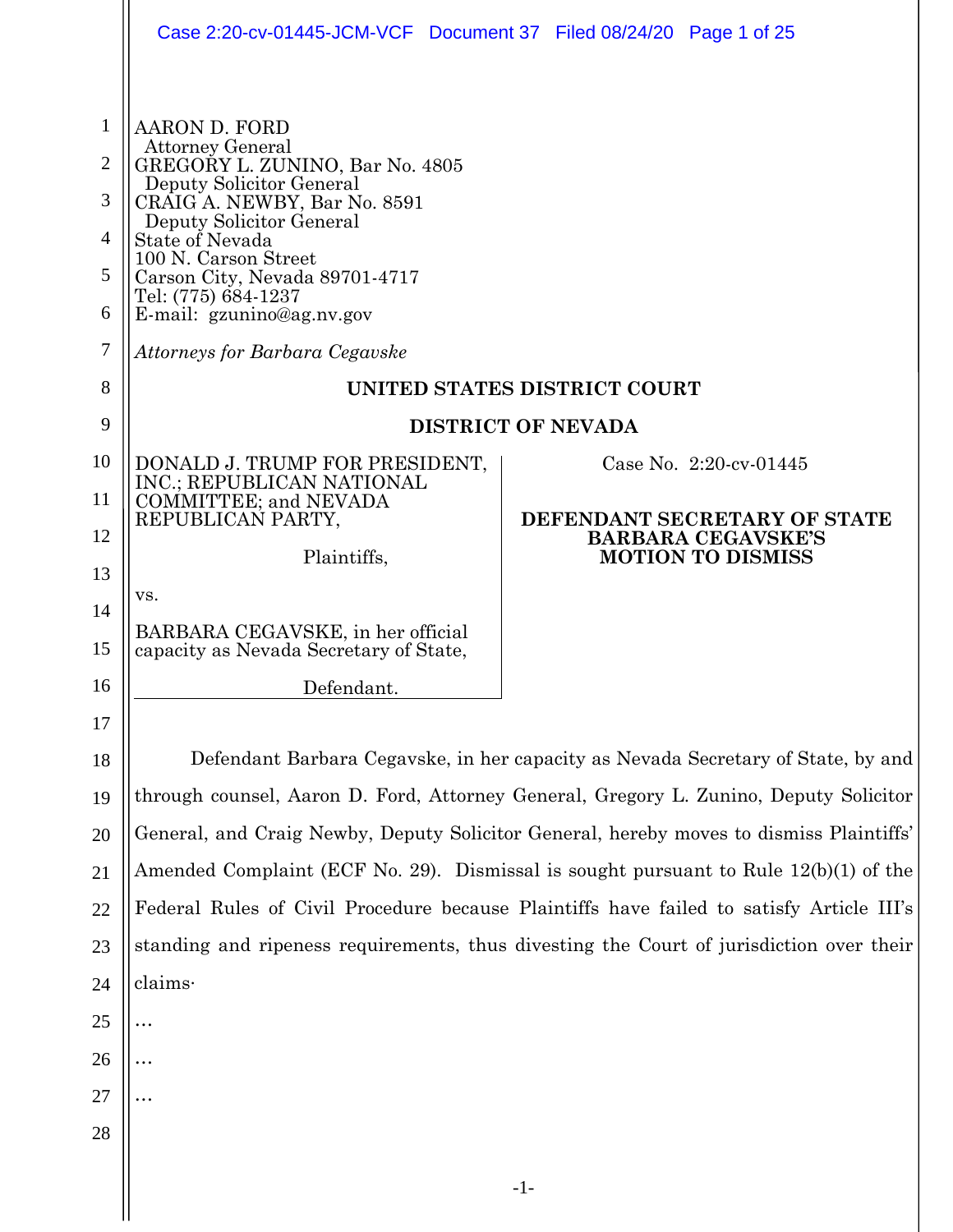AARON D. FORD
Attorney General
GREGORY L. ZUNINO, Bar No. 4805
Deputy Solicitor General
CRAIG A. NEWBY, Bar No. 8591
Deputy Solicitor General
State of Nevada
100 N. Carson Street
Carson City, Nevada 89701-4717
Tel: (775) 684-1237
E-mail: gzunino@ag.nv.gov

*Attorneys for Barbara Cegavske*

**UNITED STATES DISTRICT COURT**

**DISTRICT OF NEVADA**

DONALD J. TRUMP FOR PRESIDENT, INC.; REPUBLICAN NATIONAL COMMITTEE; and NEVADA REPUBLICAN PARTY,

Plaintiffs,

vs.

BARBARA CEGAVSKE, in her official capacity as Nevada Secretary of State,

Defendant.

Case No. 2:20-cv-01445

**DEFENDANT SECRETARY OF STATE BARBARA CEGAVSKE'S MOTION TO DISMISS**

Defendant Barbara Cegavske, in her capacity as Nevada Secretary of State, by and through counsel, Aaron D. Ford, Attorney General, Gregory L. Zunino, Deputy Solicitor General, and Craig Newby, Deputy Solicitor General, hereby moves to dismiss Plaintiffs' Amended Complaint (ECF No. 29). Dismissal is sought pursuant to Rule 12(b)(1) of the Federal Rules of Civil Procedure because Plaintiffs have failed to satisfy Article III's standing and ripeness requirements, thus divesting the Court of jurisdiction over their claims.

…

…

…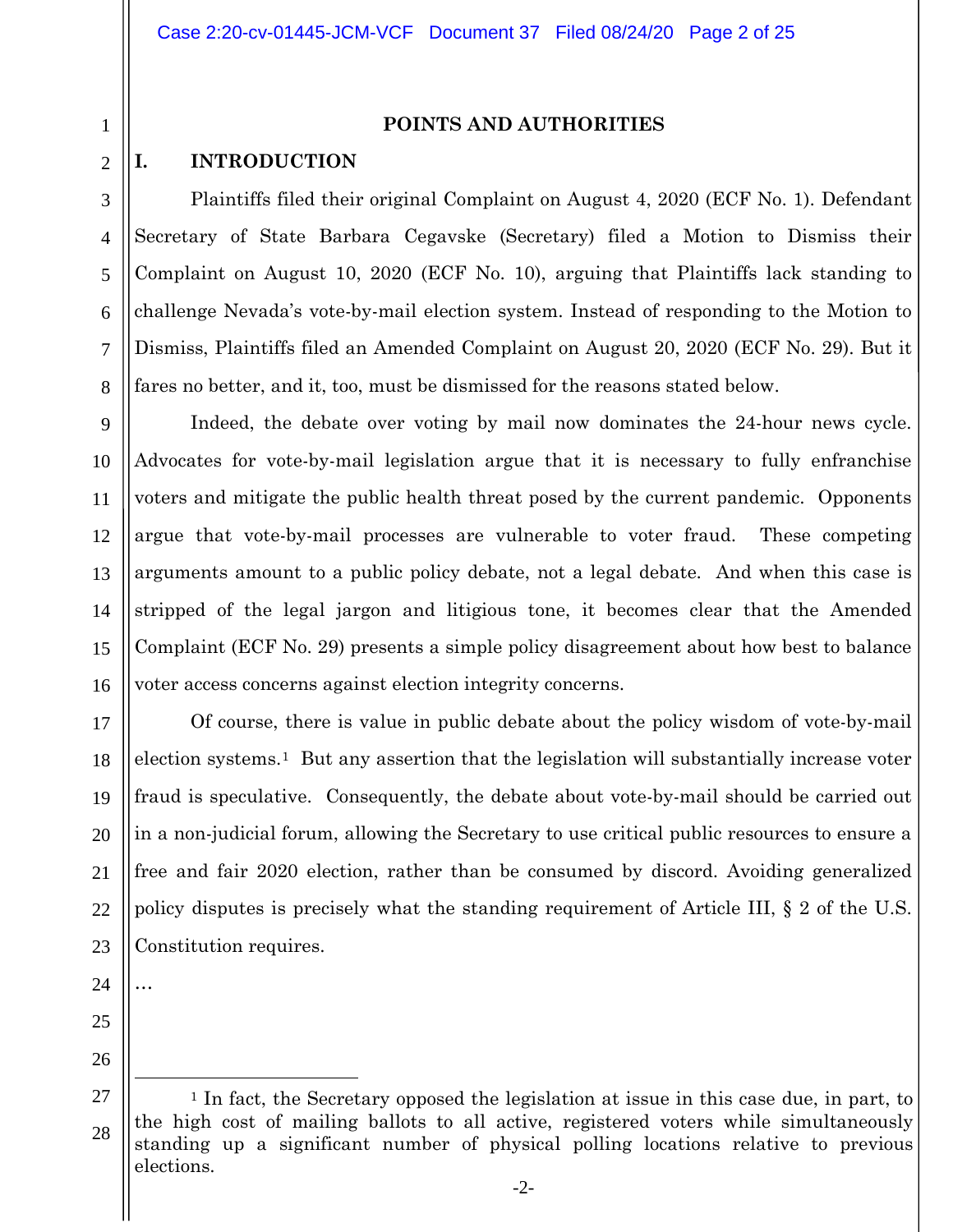## POINTS AND AUTHORITIES

### I. INTRODUCTION

Plaintiffs filed their original Complaint on August 4, 2020 (ECF No. 1). Defendant Secretary of State Barbara Cegavske (Secretary) filed a Motion to Dismiss their Complaint on August 10, 2020 (ECF No. 10), arguing that Plaintiffs lack standing to challenge Nevada's vote-by-mail election system. Instead of responding to the Motion to Dismiss, Plaintiffs filed an Amended Complaint on August 20, 2020 (ECF No. 29). But it fares no better, and it, too, must be dismissed for the reasons stated below.

Indeed, the debate over voting by mail now dominates the 24-hour news cycle. Advocates for vote-by-mail legislation argue that it is necessary to fully enfranchise voters and mitigate the public health threat posed by the current pandemic. Opponents argue that vote-by-mail processes are vulnerable to voter fraud. These competing arguments amount to a public policy debate, not a legal debate. And when this case is stripped of the legal jargon and litigious tone, it becomes clear that the Amended Complaint (ECF No. 29) presents a simple policy disagreement about how best to balance voter access concerns against election integrity concerns.

Of course, there is value in public debate about the policy wisdom of vote-by-mail election systems.[1] But any assertion that the legislation will substantially increase voter fraud is speculative. Consequently, the debate about vote-by-mail should be carried out in a non-judicial forum, allowing the Secretary to use critical public resources to ensure a free and fair 2020 election, rather than be consumed by discord. Avoiding generalized policy disputes is precisely what the standing requirement of Article III, § 2 of the U.S. Constitution requires.

…

[1] In fact, the Secretary opposed the legislation at issue in this case due, in part, to the high cost of mailing ballots to all active, registered voters while simultaneously standing up a significant number of physical polling locations relative to previous elections.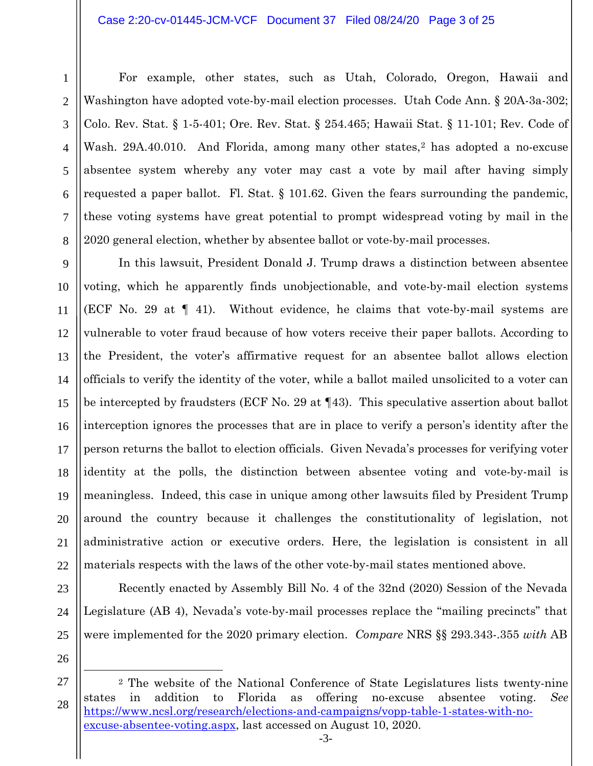For example, other states, such as Utah, Colorado, Oregon, Hawaii and Washington have adopted vote-by-mail election processes. Utah Code Ann. § 20A-3a-302; Colo. Rev. Stat. § 1-5-401; Ore. Rev. Stat. § 254.465; Hawaii Stat. § 11-101; Rev. Code of Wash. 29A.40.010. And Florida, among many other states,[2] has adopted a no-excuse absentee system whereby any voter may cast a vote by mail after having simply requested a paper ballot. Fl. Stat. § 101.62. Given the fears surrounding the pandemic, these voting systems have great potential to prompt widespread voting by mail in the 2020 general election, whether by absentee ballot or vote-by-mail processes.

In this lawsuit, President Donald J. Trump draws a distinction between absentee voting, which he apparently finds unobjectionable, and vote-by-mail election systems (ECF No. 29 at ¶ 41). Without evidence, he claims that vote-by-mail systems are vulnerable to voter fraud because of how voters receive their paper ballots. According to the President, the voter's affirmative request for an absentee ballot allows election officials to verify the identity of the voter, while a ballot mailed unsolicited to a voter can be intercepted by fraudsters (ECF No. 29 at ¶43). This speculative assertion about ballot interception ignores the processes that are in place to verify a person's identity after the person returns the ballot to election officials. Given Nevada's processes for verifying voter identity at the polls, the distinction between absentee voting and vote-by-mail is meaningless. Indeed, this case in unique among other lawsuits filed by President Trump around the country because it challenges the constitutionality of legislation, not administrative action or executive orders. Here, the legislation is consistent in all materials respects with the laws of the other vote-by-mail states mentioned above.

Recently enacted by Assembly Bill No. 4 of the 32nd (2020) Session of the Nevada Legislature (AB 4), Nevada's vote-by-mail processes replace the "mailing precincts" that were implemented for the 2020 primary election. *Compare* NRS §§ 293.343-.355 *with* AB

---

[2] The website of the National Conference of State Legislatures lists twenty-nine states in addition to Florida as offering no-excuse absentee voting. *See* https://www.ncsl.org/research/elections-and-campaigns/vopp-table-1-states-with-no-excuse-absentee-voting.aspx, last accessed on August 10, 2020.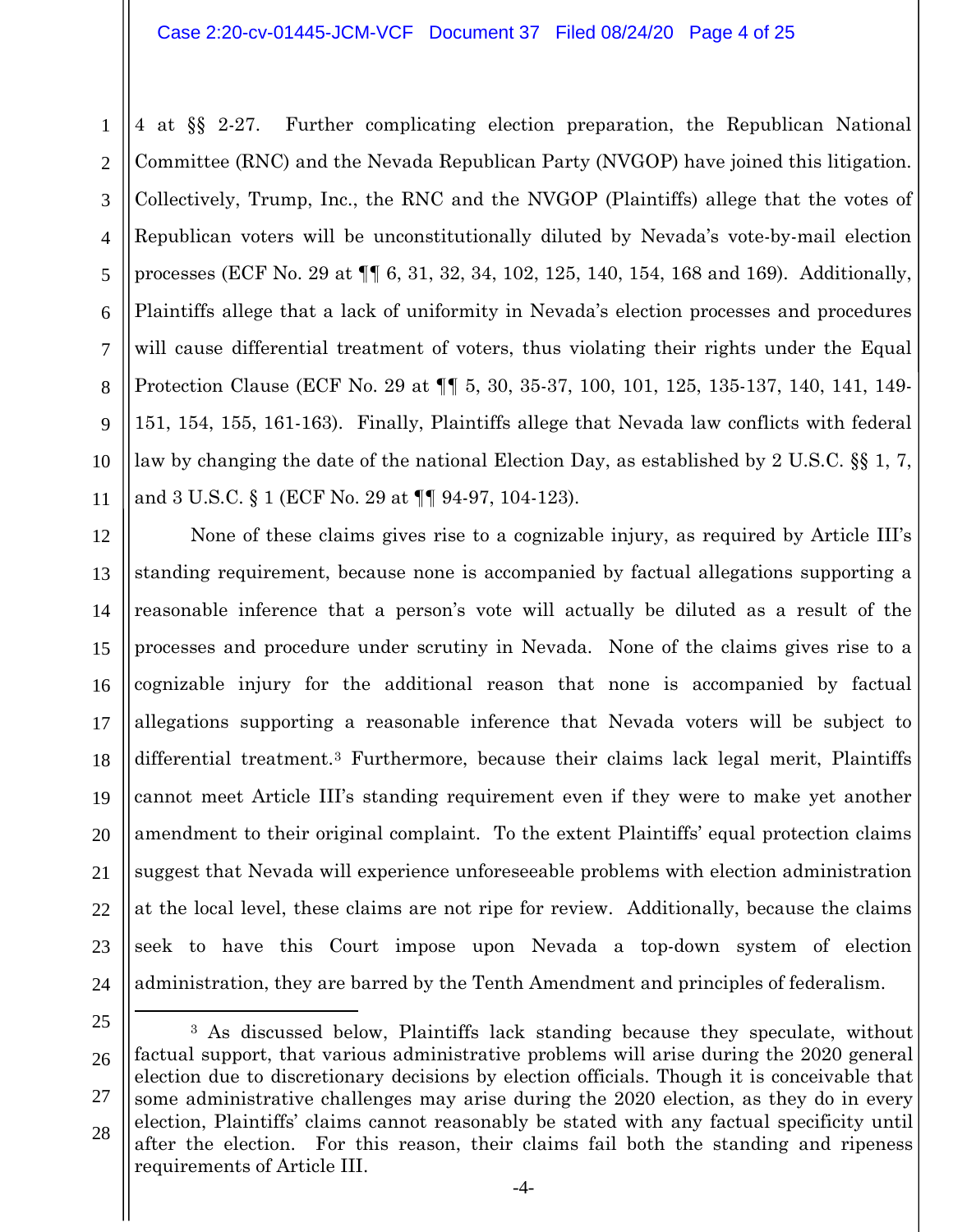4 at §§ 2-27. Further complicating election preparation, the Republican National Committee (RNC) and the Nevada Republican Party (NVGOP) have joined this litigation. Collectively, Trump, Inc., the RNC and the NVGOP (Plaintiffs) allege that the votes of Republican voters will be unconstitutionally diluted by Nevada's vote-by-mail election processes (ECF No. 29 at ¶¶ 6, 31, 32, 34, 102, 125, 140, 154, 168 and 169). Additionally, Plaintiffs allege that a lack of uniformity in Nevada's election processes and procedures will cause differential treatment of voters, thus violating their rights under the Equal Protection Clause (ECF No. 29 at ¶¶ 5, 30, 35-37, 100, 101, 125, 135-137, 140, 141, 149-151, 154, 155, 161-163). Finally, Plaintiffs allege that Nevada law conflicts with federal law by changing the date of the national Election Day, as established by 2 U.S.C. §§ 1, 7, and 3 U.S.C. § 1 (ECF No. 29 at ¶¶ 94-97, 104-123).

None of these claims gives rise to a cognizable injury, as required by Article III's standing requirement, because none is accompanied by factual allegations supporting a reasonable inference that a person's vote will actually be diluted as a result of the processes and procedure under scrutiny in Nevada. None of the claims gives rise to a cognizable injury for the additional reason that none is accompanied by factual allegations supporting a reasonable inference that Nevada voters will be subject to differential treatment.[3] Furthermore, because their claims lack legal merit, Plaintiffs cannot meet Article III's standing requirement even if they were to make yet another amendment to their original complaint. To the extent Plaintiffs' equal protection claims suggest that Nevada will experience unforeseeable problems with election administration at the local level, these claims are not ripe for review. Additionally, because the claims seek to have this Court impose upon Nevada a top-down system of election administration, they are barred by the Tenth Amendment and principles of federalism.

[3] As discussed below, Plaintiffs lack standing because they speculate, without factual support, that various administrative problems will arise during the 2020 general election due to discretionary decisions by election officials. Though it is conceivable that some administrative challenges may arise during the 2020 election, as they do in every election, Plaintiffs' claims cannot reasonably be stated with any factual specificity until after the election. For this reason, their claims fail both the standing and ripeness requirements of Article III.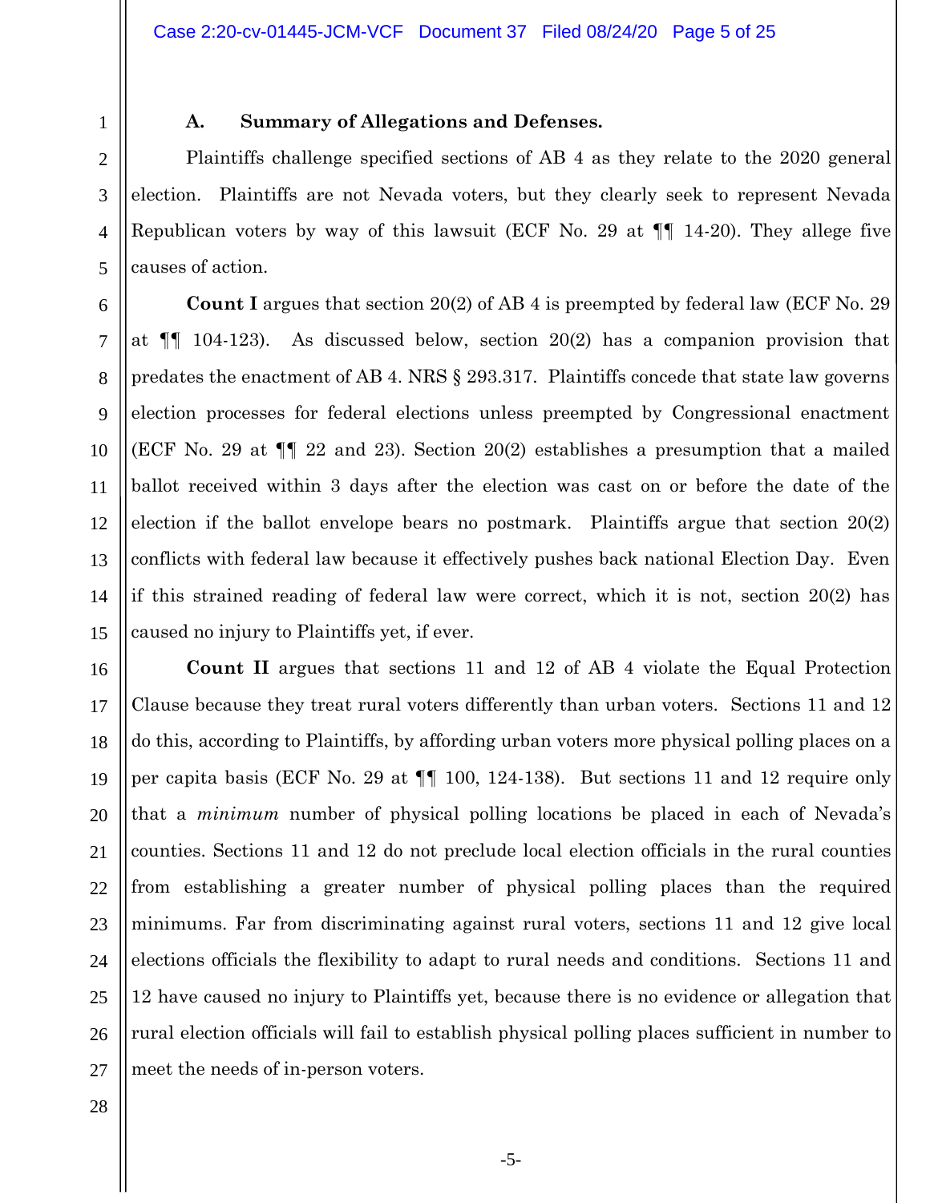### A. Summary of Allegations and Defenses.

Plaintiffs challenge specified sections of AB 4 as they relate to the 2020 general election. Plaintiffs are not Nevada voters, but they clearly seek to represent Nevada Republican voters by way of this lawsuit (ECF No. 29 at ¶¶ 14-20). They allege five causes of action.

**Count I** argues that section 20(2) of AB 4 is preempted by federal law (ECF No. 29 at ¶¶ 104-123). As discussed below, section 20(2) has a companion provision that predates the enactment of AB 4. NRS § 293.317. Plaintiffs concede that state law governs election processes for federal elections unless preempted by Congressional enactment (ECF No. 29 at ¶¶ 22 and 23). Section 20(2) establishes a presumption that a mailed ballot received within 3 days after the election was cast on or before the date of the election if the ballot envelope bears no postmark. Plaintiffs argue that section 20(2) conflicts with federal law because it effectively pushes back national Election Day. Even if this strained reading of federal law were correct, which it is not, section 20(2) has caused no injury to Plaintiffs yet, if ever.

**Count II** argues that sections 11 and 12 of AB 4 violate the Equal Protection Clause because they treat rural voters differently than urban voters. Sections 11 and 12 do this, according to Plaintiffs, by affording urban voters more physical polling places on a per capita basis (ECF No. 29 at ¶¶ 100, 124-138). But sections 11 and 12 require only that a *minimum* number of physical polling locations be placed in each of Nevada's counties. Sections 11 and 12 do not preclude local election officials in the rural counties from establishing a greater number of physical polling places than the required minimums. Far from discriminating against rural voters, sections 11 and 12 give local elections officials the flexibility to adapt to rural needs and conditions. Sections 11 and 12 have caused no injury to Plaintiffs yet, because there is no evidence or allegation that rural election officials will fail to establish physical polling places sufficient in number to meet the needs of in-person voters.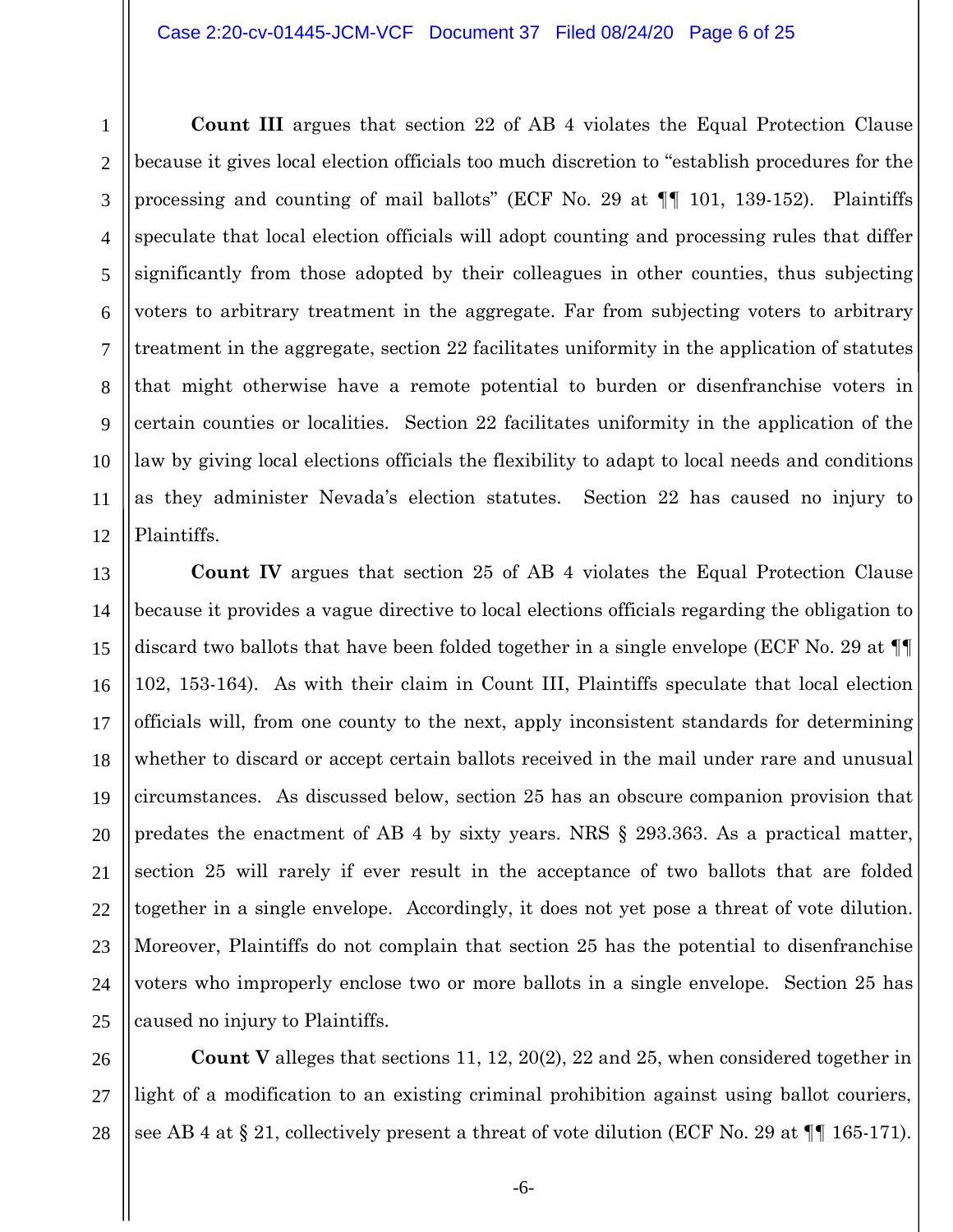**Count III** argues that section 22 of AB 4 violates the Equal Protection Clause because it gives local election officials too much discretion to "establish procedures for the processing and counting of mail ballots" (ECF No. 29 at ¶¶ 101, 139-152). Plaintiffs speculate that local election officials will adopt counting and processing rules that differ significantly from those adopted by their colleagues in other counties, thus subjecting voters to arbitrary treatment in the aggregate. Far from subjecting voters to arbitrary treatment in the aggregate, section 22 facilitates uniformity in the application of statutes that might otherwise have a remote potential to burden or disenfranchise voters in certain counties or localities. Section 22 facilitates uniformity in the application of the law by giving local elections officials the flexibility to adapt to local needs and conditions as they administer Nevada's election statutes. Section 22 has caused no injury to Plaintiffs.

**Count IV** argues that section 25 of AB 4 violates the Equal Protection Clause because it provides a vague directive to local elections officials regarding the obligation to discard two ballots that have been folded together in a single envelope (ECF No. 29 at ¶¶ 102, 153-164). As with their claim in Count III, Plaintiffs speculate that local election officials will, from one county to the next, apply inconsistent standards for determining whether to discard or accept certain ballots received in the mail under rare and unusual circumstances. As discussed below, section 25 has an obscure companion provision that predates the enactment of AB 4 by sixty years. NRS § 293.363. As a practical matter, section 25 will rarely if ever result in the acceptance of two ballots that are folded together in a single envelope. Accordingly, it does not yet pose a threat of vote dilution. Moreover, Plaintiffs do not complain that section 25 has the potential to disenfranchise voters who improperly enclose two or more ballots in a single envelope. Section 25 has caused no injury to Plaintiffs.

**Count V** alleges that sections 11, 12, 20(2), 22 and 25, when considered together in light of a modification to an existing criminal prohibition against using ballot couriers, see AB 4 at § 21, collectively present a threat of vote dilution (ECF No. 29 at ¶¶ 165-171).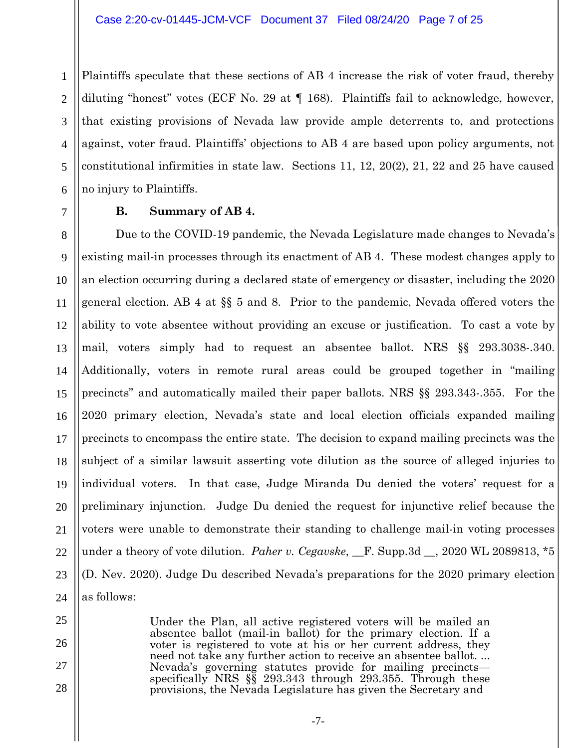Plaintiffs speculate that these sections of AB 4 increase the risk of voter fraud, thereby diluting "honest" votes (ECF No. 29 at ¶ 168). Plaintiffs fail to acknowledge, however, that existing provisions of Nevada law provide ample deterrents to, and protections against, voter fraud. Plaintiffs' objections to AB 4 are based upon policy arguments, not constitutional infirmities in state law. Sections 11, 12, 20(2), 21, 22 and 25 have caused no injury to Plaintiffs.

### B. Summary of AB 4.

Due to the COVID-19 pandemic, the Nevada Legislature made changes to Nevada's existing mail-in processes through its enactment of AB 4. These modest changes apply to an election occurring during a declared state of emergency or disaster, including the 2020 general election. AB 4 at §§ 5 and 8. Prior to the pandemic, Nevada offered voters the ability to vote absentee without providing an excuse or justification. To cast a vote by mail, voters simply had to request an absentee ballot. NRS §§ 293.3038-.340. Additionally, voters in remote rural areas could be grouped together in "mailing precincts" and automatically mailed their paper ballots. NRS §§ 293.343-.355. For the 2020 primary election, Nevada's state and local election officials expanded mailing precincts to encompass the entire state. The decision to expand mailing precincts was the subject of a similar lawsuit asserting vote dilution as the source of alleged injuries to individual voters. In that case, Judge Miranda Du denied the voters' request for a preliminary injunction. Judge Du denied the request for injunctive relief because the voters were unable to demonstrate their standing to challenge mail-in voting processes under a theory of vote dilution. *Paher v. Cegavske*, __F. Supp.3d __, 2020 WL 2089813, *5 (D. Nev. 2020). Judge Du described Nevada's preparations for the 2020 primary election as follows:

> Under the Plan, all active registered voters will be mailed an absentee ballot (mail-in ballot) for the primary election. If a voter is registered to vote at his or her current address, they need not take any further action to receive an absentee ballot. ... Nevada's governing statutes provide for mailing precincts—specifically NRS §§ 293.343 through 293.355. Through these provisions, the Nevada Legislature has given the Secretary and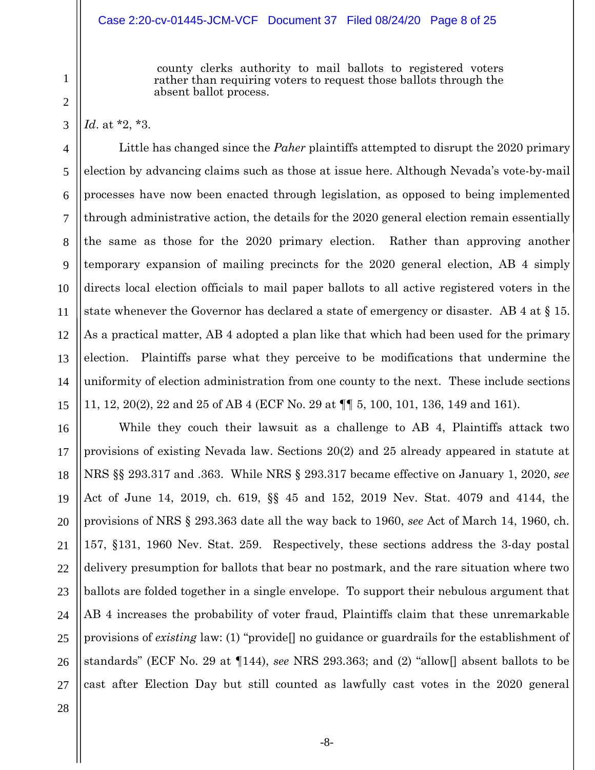> county clerks authority to mail ballots to registered voters rather than requiring voters to request those ballots through the absent ballot process.

*Id*. at *2, *3.

Little has changed since the *Paher* plaintiffs attempted to disrupt the 2020 primary election by advancing claims such as those at issue here. Although Nevada's vote-by-mail processes have now been enacted through legislation, as opposed to being implemented through administrative action, the details for the 2020 general election remain essentially the same as those for the 2020 primary election. Rather than approving another temporary expansion of mailing precincts for the 2020 general election, AB 4 simply directs local election officials to mail paper ballots to all active registered voters in the state whenever the Governor has declared a state of emergency or disaster. AB 4 at § 15. As a practical matter, AB 4 adopted a plan like that which had been used for the primary election. Plaintiffs parse what they perceive to be modifications that undermine the uniformity of election administration from one county to the next. These include sections 11, 12, 20(2), 22 and 25 of AB 4 (ECF No. 29 at ¶¶ 5, 100, 101, 136, 149 and 161).

While they couch their lawsuit as a challenge to AB 4, Plaintiffs attack two provisions of existing Nevada law. Sections 20(2) and 25 already appeared in statute at NRS §§ 293.317 and .363. While NRS § 293.317 became effective on January 1, 2020, *see* Act of June 14, 2019, ch. 619, §§ 45 and 152, 2019 Nev. Stat. 4079 and 4144, the provisions of NRS § 293.363 date all the way back to 1960, *see* Act of March 14, 1960, ch. 157, §131, 1960 Nev. Stat. 259. Respectively, these sections address the 3-day postal delivery presumption for ballots that bear no postmark, and the rare situation where two ballots are folded together in a single envelope. To support their nebulous argument that AB 4 increases the probability of voter fraud, Plaintiffs claim that these unremarkable provisions of *existing* law: (1) "provide[] no guidance or guardrails for the establishment of standards" (ECF No. 29 at ¶144), *see* NRS 293.363; and (2) "allow[] absent ballots to be cast after Election Day but still counted as lawfully cast votes in the 2020 general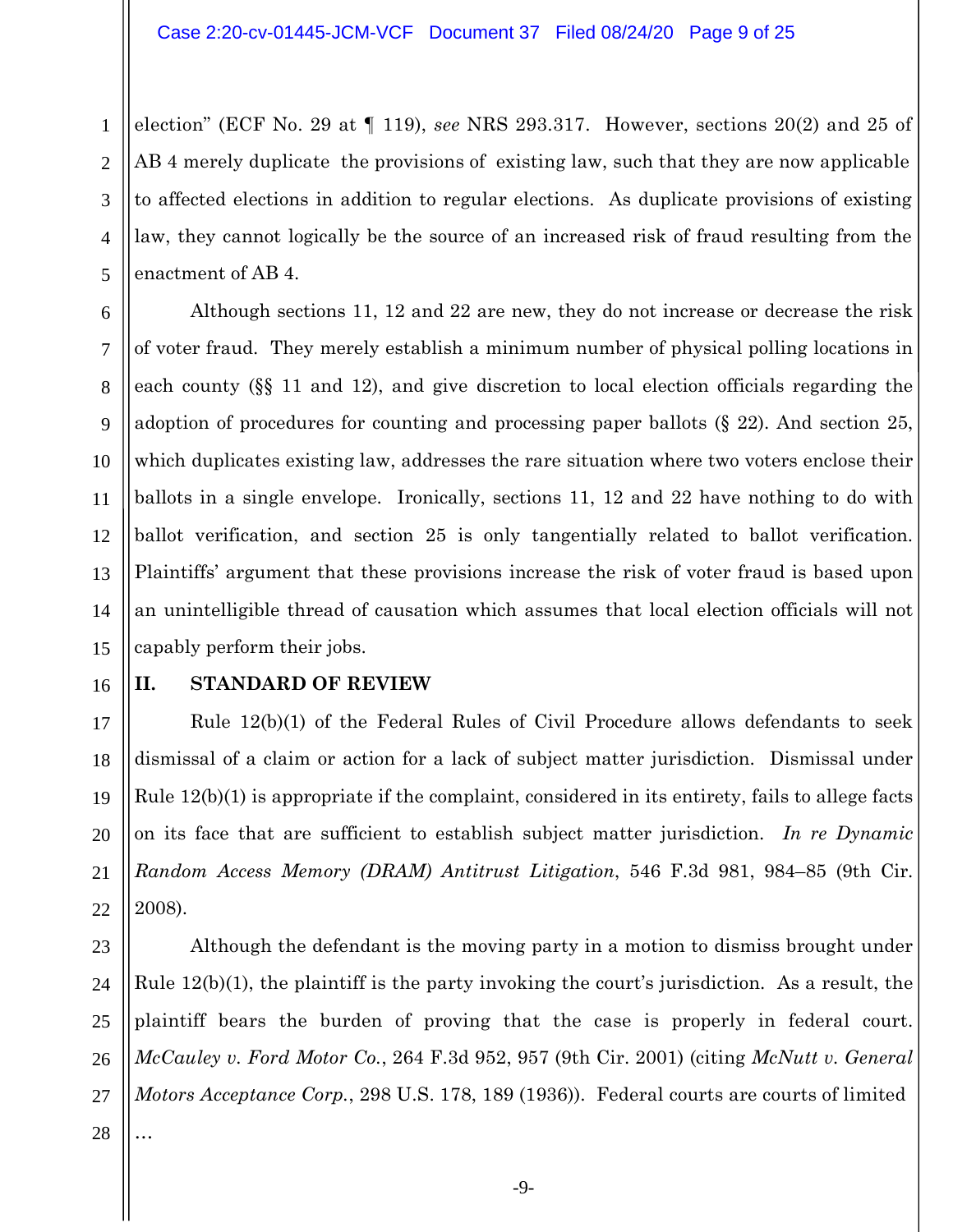election" (ECF No. 29 at ¶ 119), *see* NRS 293.317. However, sections 20(2) and 25 of AB 4 merely duplicate the provisions of existing law, such that they are now applicable to affected elections in addition to regular elections. As duplicate provisions of existing law, they cannot logically be the source of an increased risk of fraud resulting from the enactment of AB 4.

Although sections 11, 12 and 22 are new, they do not increase or decrease the risk of voter fraud. They merely establish a minimum number of physical polling locations in each county (§§ 11 and 12), and give discretion to local election officials regarding the adoption of procedures for counting and processing paper ballots (§ 22). And section 25, which duplicates existing law, addresses the rare situation where two voters enclose their ballots in a single envelope. Ironically, sections 11, 12 and 22 have nothing to do with ballot verification, and section 25 is only tangentially related to ballot verification. Plaintiffs' argument that these provisions increase the risk of voter fraud is based upon an unintelligible thread of causation which assumes that local election officials will not capably perform their jobs.

## II. STANDARD OF REVIEW

Rule 12(b)(1) of the Federal Rules of Civil Procedure allows defendants to seek dismissal of a claim or action for a lack of subject matter jurisdiction. Dismissal under Rule 12(b)(1) is appropriate if the complaint, considered in its entirety, fails to allege facts on its face that are sufficient to establish subject matter jurisdiction. *In re Dynamic Random Access Memory (DRAM) Antitrust Litigation*, 546 F.3d 981, 984–85 (9th Cir. 2008).

Although the defendant is the moving party in a motion to dismiss brought under Rule 12(b)(1), the plaintiff is the party invoking the court's jurisdiction. As a result, the plaintiff bears the burden of proving that the case is properly in federal court. *McCauley v. Ford Motor Co.*, 264 F.3d 952, 957 (9th Cir. 2001) (citing *McNutt v. General Motors Acceptance Corp.*, 298 U.S. 178, 189 (1936)). Federal courts are courts of limited …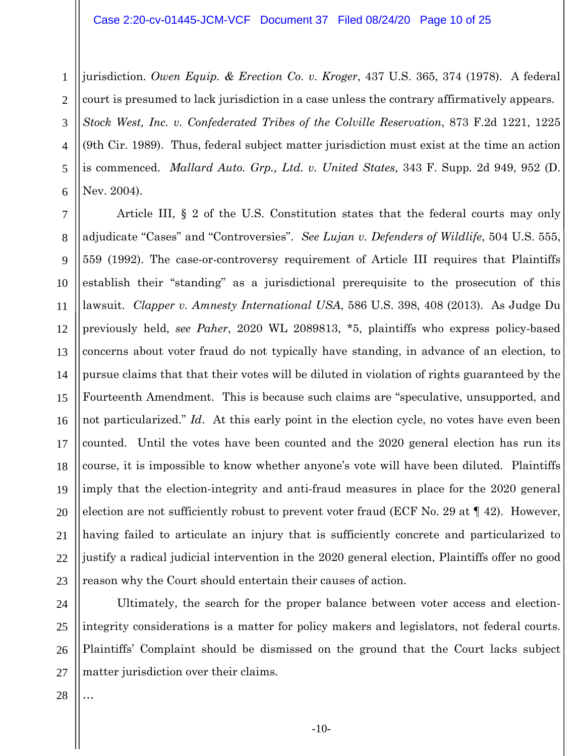jurisdiction. *Owen Equip. & Erection Co. v. Kroger*, 437 U.S. 365, 374 (1978). A federal court is presumed to lack jurisdiction in a case unless the contrary affirmatively appears. *Stock West, Inc. v. Confederated Tribes of the Colville Reservation*, 873 F.2d 1221, 1225 (9th Cir. 1989). Thus, federal subject matter jurisdiction must exist at the time an action is commenced. *Mallard Auto. Grp., Ltd. v. United States*, 343 F. Supp. 2d 949, 952 (D. Nev. 2004).

Article III, § 2 of the U.S. Constitution states that the federal courts may only adjudicate "Cases" and "Controversies". *See Lujan v. Defenders of Wildlife*, 504 U.S. 555, 559 (1992). The case-or-controversy requirement of Article III requires that Plaintiffs establish their "standing" as a jurisdictional prerequisite to the prosecution of this lawsuit. *Clapper v. Amnesty International USA*, 586 U.S. 398, 408 (2013). As Judge Du previously held, *see Paher*, 2020 WL 2089813, *5, plaintiffs who express policy-based concerns about voter fraud do not typically have standing, in advance of an election, to pursue claims that that their votes will be diluted in violation of rights guaranteed by the Fourteenth Amendment. This is because such claims are "speculative, unsupported, and not particularized." *Id*. At this early point in the election cycle, no votes have even been counted. Until the votes have been counted and the 2020 general election has run its course, it is impossible to know whether anyone's vote will have been diluted. Plaintiffs imply that the election-integrity and anti-fraud measures in place for the 2020 general election are not sufficiently robust to prevent voter fraud (ECF No. 29 at ¶ 42). However, having failed to articulate an injury that is sufficiently concrete and particularized to justify a radical judicial intervention in the 2020 general election, Plaintiffs offer no good reason why the Court should entertain their causes of action.

Ultimately, the search for the proper balance between voter access and election-integrity considerations is a matter for policy makers and legislators, not federal courts. Plaintiffs' Complaint should be dismissed on the ground that the Court lacks subject matter jurisdiction over their claims.

…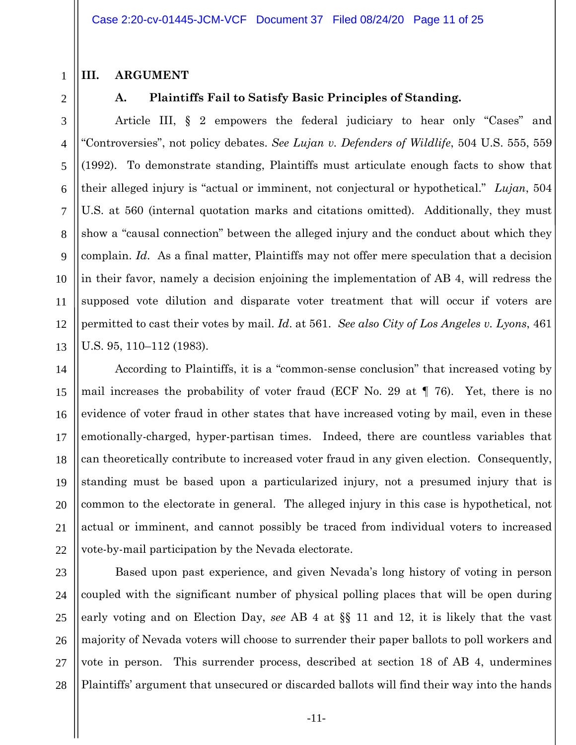## III. ARGUMENT

### A. Plaintiffs Fail to Satisfy Basic Principles of Standing.

Article III, § 2 empowers the federal judiciary to hear only "Cases" and "Controversies", not policy debates. *See Lujan v. Defenders of Wildlife*, 504 U.S. 555, 559 (1992). To demonstrate standing, Plaintiffs must articulate enough facts to show that their alleged injury is "actual or imminent, not conjectural or hypothetical." *Lujan*, 504 U.S. at 560 (internal quotation marks and citations omitted). Additionally, they must show a "causal connection" between the alleged injury and the conduct about which they complain. *Id*. As a final matter, Plaintiffs may not offer mere speculation that a decision in their favor, namely a decision enjoining the implementation of AB 4, will redress the supposed vote dilution and disparate voter treatment that will occur if voters are permitted to cast their votes by mail. *Id*. at 561. *See also City of Los Angeles v. Lyons*, 461 U.S. 95, 110–112 (1983).

According to Plaintiffs, it is a "common-sense conclusion" that increased voting by mail increases the probability of voter fraud (ECF No. 29 at ¶ 76). Yet, there is no evidence of voter fraud in other states that have increased voting by mail, even in these emotionally-charged, hyper-partisan times. Indeed, there are countless variables that can theoretically contribute to increased voter fraud in any given election. Consequently, standing must be based upon a particularized injury, not a presumed injury that is common to the electorate in general. The alleged injury in this case is hypothetical, not actual or imminent, and cannot possibly be traced from individual voters to increased vote-by-mail participation by the Nevada electorate.

Based upon past experience, and given Nevada's long history of voting in person coupled with the significant number of physical polling places that will be open during early voting and on Election Day, *see* AB 4 at §§ 11 and 12, it is likely that the vast majority of Nevada voters will choose to surrender their paper ballots to poll workers and vote in person. This surrender process, described at section 18 of AB 4, undermines Plaintiffs' argument that unsecured or discarded ballots will find their way into the hands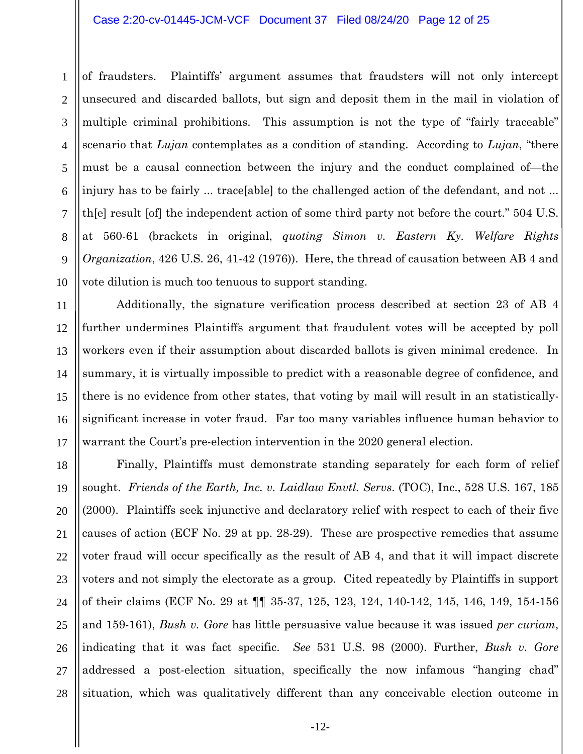of fraudsters. Plaintiffs' argument assumes that fraudsters will not only intercept unsecured and discarded ballots, but sign and deposit them in the mail in violation of multiple criminal prohibitions. This assumption is not the type of "fairly traceable" scenario that *Lujan* contemplates as a condition of standing. According to *Lujan*, "there must be a causal connection between the injury and the conduct complained of—the injury has to be fairly ... trace[able] to the challenged action of the defendant, and not ... th[e] result [of] the independent action of some third party not before the court." 504 U.S. at 560-61 (brackets in original, *quoting Simon v. Eastern Ky. Welfare Rights Organization*, 426 U.S. 26, 41-42 (1976)). Here, the thread of causation between AB 4 and vote dilution is much too tenuous to support standing.

Additionally, the signature verification process described at section 23 of AB 4 further undermines Plaintiffs argument that fraudulent votes will be accepted by poll workers even if their assumption about discarded ballots is given minimal credence. In summary, it is virtually impossible to predict with a reasonable degree of confidence, and there is no evidence from other states, that voting by mail will result in an statistically-significant increase in voter fraud. Far too many variables influence human behavior to warrant the Court's pre-election intervention in the 2020 general election.

Finally, Plaintiffs must demonstrate standing separately for each form of relief sought. *Friends of the Earth, Inc. v. Laidlaw Envtl. Servs.* (TOC), Inc., 528 U.S. 167, 185 (2000). Plaintiffs seek injunctive and declaratory relief with respect to each of their five causes of action (ECF No. 29 at pp. 28-29). These are prospective remedies that assume voter fraud will occur specifically as the result of AB 4, and that it will impact discrete voters and not simply the electorate as a group. Cited repeatedly by Plaintiffs in support of their claims (ECF No. 29 at ¶¶ 35-37, 125, 123, 124, 140-142, 145, 146, 149, 154-156 and 159-161), *Bush v. Gore* has little persuasive value because it was issued *per curiam*, indicating that it was fact specific. *See* 531 U.S. 98 (2000). Further, *Bush v. Gore* addressed a post-election situation, specifically the now infamous "hanging chad" situation, which was qualitatively different than any conceivable election outcome in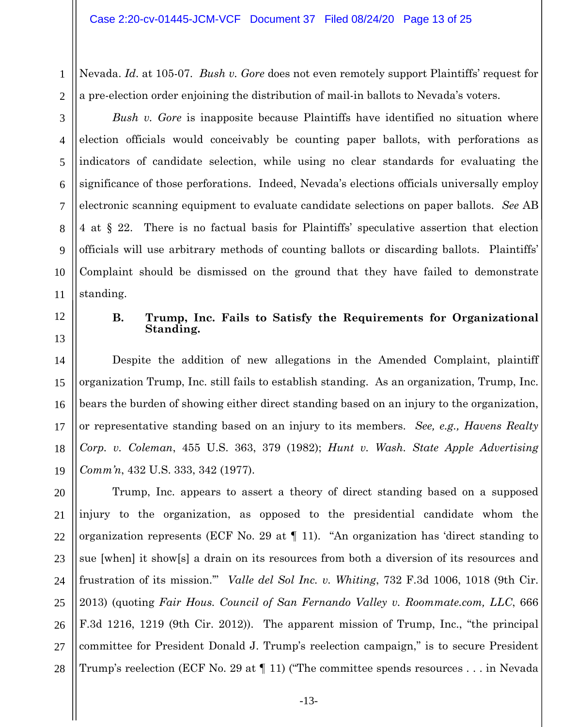Nevada. *Id*. at 105-07. *Bush v. Gore* does not even remotely support Plaintiffs' request for a pre-election order enjoining the distribution of mail-in ballots to Nevada's voters.

*Bush v. Gore* is inapposite because Plaintiffs have identified no situation where election officials would conceivably be counting paper ballots, with perforations as indicators of candidate selection, while using no clear standards for evaluating the significance of those perforations. Indeed, Nevada's elections officials universally employ electronic scanning equipment to evaluate candidate selections on paper ballots. *See* AB 4 at § 22. There is no factual basis for Plaintiffs' speculative assertion that election officials will use arbitrary methods of counting ballots or discarding ballots. Plaintiffs' Complaint should be dismissed on the ground that they have failed to demonstrate standing.

### B. Trump, Inc. Fails to Satisfy the Requirements for Organizational Standing.

Despite the addition of new allegations in the Amended Complaint, plaintiff organization Trump, Inc. still fails to establish standing. As an organization, Trump, Inc. bears the burden of showing either direct standing based on an injury to the organization, or representative standing based on an injury to its members. *See, e.g., Havens Realty Corp. v. Coleman*, 455 U.S. 363, 379 (1982); *Hunt v. Wash. State Apple Advertising Comm'n*, 432 U.S. 333, 342 (1977).

Trump, Inc. appears to assert a theory of direct standing based on a supposed injury to the organization, as opposed to the presidential candidate whom the organization represents (ECF No. 29 at ¶ 11). "An organization has 'direct standing to sue [when] it show[s] a drain on its resources from both a diversion of its resources and frustration of its mission.'" *Valle del Sol Inc. v. Whiting*, 732 F.3d 1006, 1018 (9th Cir. 2013) (quoting *Fair Hous. Council of San Fernando Valley v. Roommate.com, LLC*, 666 F.3d 1216, 1219 (9th Cir. 2012)). The apparent mission of Trump, Inc., "the principal committee for President Donald J. Trump's reelection campaign," is to secure President Trump's reelection (ECF No. 29 at ¶ 11) ("The committee spends resources . . . in Nevada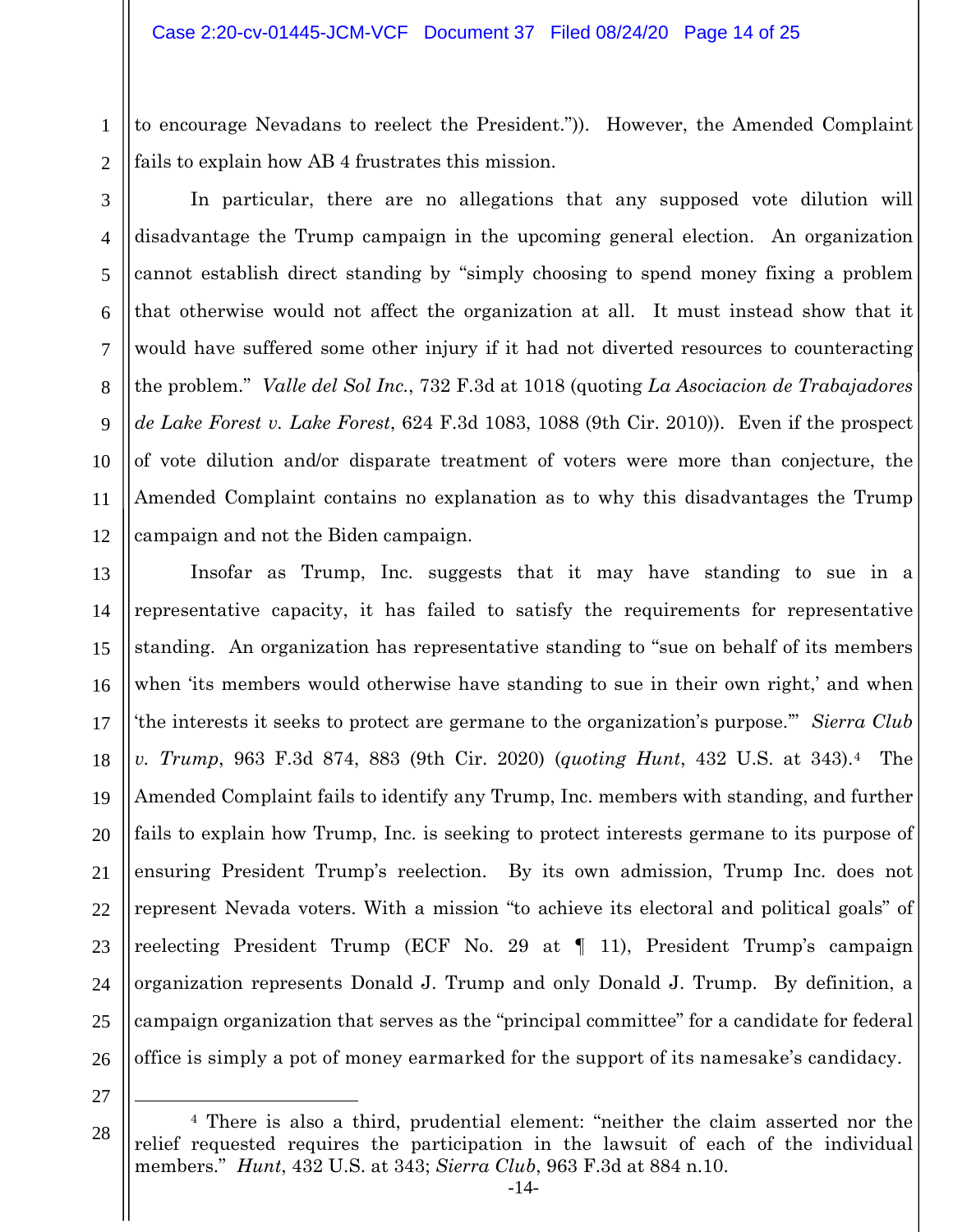to encourage Nevadans to reelect the President.")). However, the Amended Complaint fails to explain how AB 4 frustrates this mission.

In particular, there are no allegations that any supposed vote dilution will disadvantage the Trump campaign in the upcoming general election. An organization cannot establish direct standing by "simply choosing to spend money fixing a problem that otherwise would not affect the organization at all. It must instead show that it would have suffered some other injury if it had not diverted resources to counteracting the problem." *Valle del Sol Inc.*, 732 F.3d at 1018 (quoting *La Asociacion de Trabajadores de Lake Forest v. Lake Forest*, 624 F.3d 1083, 1088 (9th Cir. 2010)). Even if the prospect of vote dilution and/or disparate treatment of voters were more than conjecture, the Amended Complaint contains no explanation as to why this disadvantages the Trump campaign and not the Biden campaign.

Insofar as Trump, Inc. suggests that it may have standing to sue in a representative capacity, it has failed to satisfy the requirements for representative standing. An organization has representative standing to "sue on behalf of its members when 'its members would otherwise have standing to sue in their own right,' and when 'the interests it seeks to protect are germane to the organization's purpose.'" *Sierra Club v. Trump*, 963 F.3d 874, 883 (9th Cir. 2020) (*quoting Hunt*, 432 U.S. at 343).[4] The Amended Complaint fails to identify any Trump, Inc. members with standing, and further fails to explain how Trump, Inc. is seeking to protect interests germane to its purpose of ensuring President Trump's reelection. By its own admission, Trump Inc. does not represent Nevada voters. With a mission "to achieve its electoral and political goals" of reelecting President Trump (ECF No. 29 at ¶ 11), President Trump's campaign organization represents Donald J. Trump and only Donald J. Trump. By definition, a campaign organization that serves as the "principal committee" for a candidate for federal office is simply a pot of money earmarked for the support of its namesake's candidacy.

---

[4] There is also a third, prudential element: "neither the claim asserted nor the relief requested requires the participation in the lawsuit of each of the individual members." *Hunt*, 432 U.S. at 343; *Sierra Club*, 963 F.3d at 884 n.10.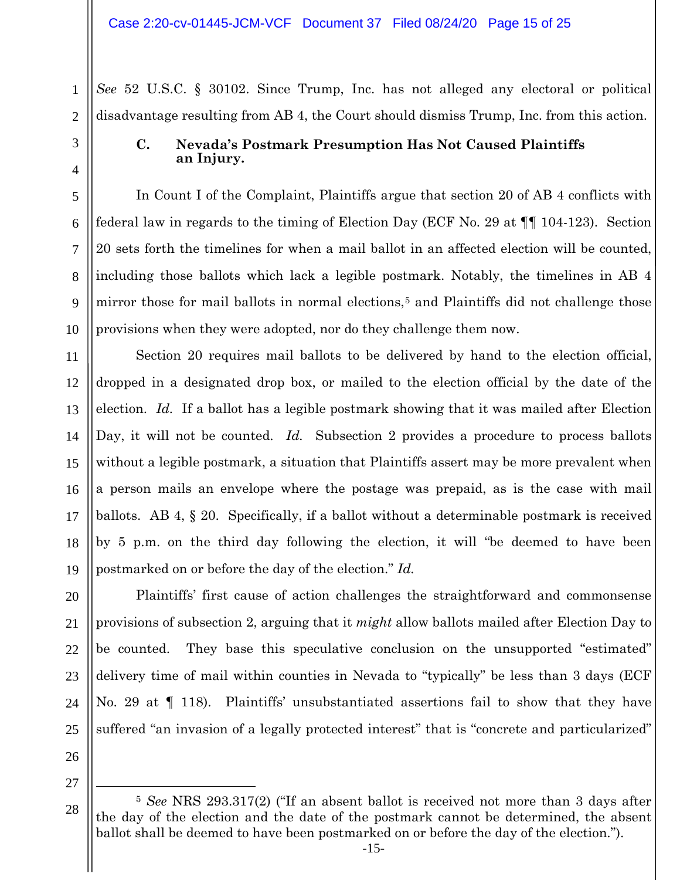*See* 52 U.S.C. § 30102. Since Trump, Inc. has not alleged any electoral or political disadvantage resulting from AB 4, the Court should dismiss Trump, Inc. from this action.

### C. Nevada's Postmark Presumption Has Not Caused Plaintiffs an Injury.

In Count I of the Complaint, Plaintiffs argue that section 20 of AB 4 conflicts with federal law in regards to the timing of Election Day (ECF No. 29 at ¶¶ 104-123). Section 20 sets forth the timelines for when a mail ballot in an affected election will be counted, including those ballots which lack a legible postmark. Notably, the timelines in AB 4 mirror those for mail ballots in normal elections,[5] and Plaintiffs did not challenge those provisions when they were adopted, nor do they challenge them now.

Section 20 requires mail ballots to be delivered by hand to the election official, dropped in a designated drop box, or mailed to the election official by the date of the election. *Id.* If a ballot has a legible postmark showing that it was mailed after Election Day, it will not be counted. *Id.* Subsection 2 provides a procedure to process ballots without a legible postmark, a situation that Plaintiffs assert may be more prevalent when a person mails an envelope where the postage was prepaid, as is the case with mail ballots. AB 4, § 20. Specifically, if a ballot without a determinable postmark is received by 5 p.m. on the third day following the election, it will "be deemed to have been postmarked on or before the day of the election." *Id.*

Plaintiffs' first cause of action challenges the straightforward and commonsense provisions of subsection 2, arguing that it *might* allow ballots mailed after Election Day to be counted. They base this speculative conclusion on the unsupported "estimated" delivery time of mail within counties in Nevada to "typically" be less than 3 days (ECF No. 29 at ¶ 118). Plaintiffs' unsubstantiated assertions fail to show that they have suffered "an invasion of a legally protected interest" that is "concrete and particularized"

---

[5] *See* NRS 293.317(2) ("If an absent ballot is received not more than 3 days after the day of the election and the date of the postmark cannot be determined, the absent ballot shall be deemed to have been postmarked on or before the day of the election.").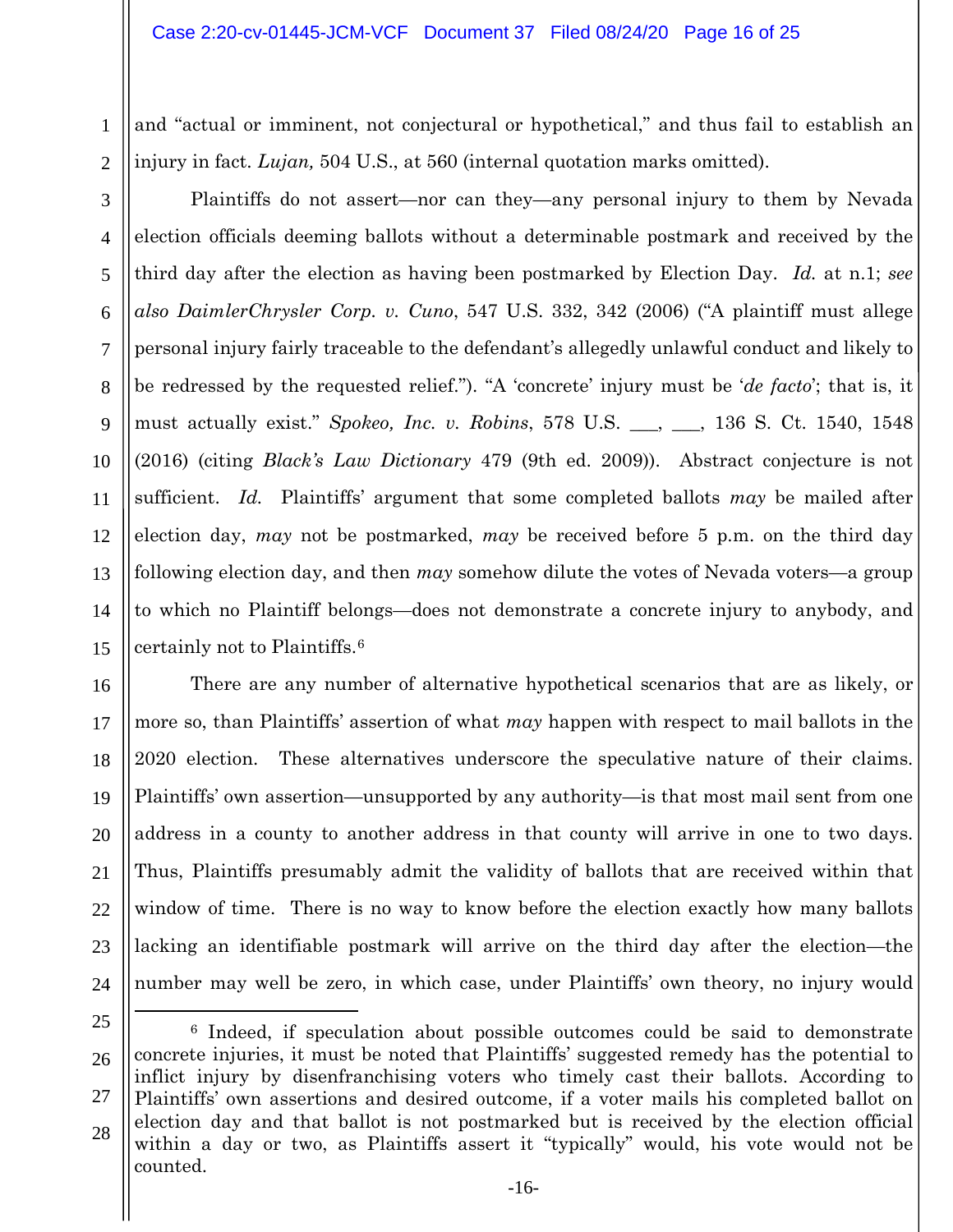and "actual or imminent, not conjectural or hypothetical," and thus fail to establish an injury in fact. *Lujan,* 504 U.S., at 560 (internal quotation marks omitted).

Plaintiffs do not assert—nor can they—any personal injury to them by Nevada election officials deeming ballots without a determinable postmark and received by the third day after the election as having been postmarked by Election Day. *Id.* at n.1; *see also DaimlerChrysler Corp. v. Cuno*, 547 U.S. 332, 342 (2006) ("A plaintiff must allege personal injury fairly traceable to the defendant's allegedly unlawful conduct and likely to be redressed by the requested relief."). "A 'concrete' injury must be '*de facto*'; that is, it must actually exist." *Spokeo, Inc. v. Robins*, 578 U.S. ___, ___, 136 S. Ct. 1540, 1548 (2016) (citing *Black's Law Dictionary* 479 (9th ed. 2009)). Abstract conjecture is not sufficient. *Id.* Plaintiffs' argument that some completed ballots *may* be mailed after election day, *may* not be postmarked, *may* be received before 5 p.m. on the third day following election day, and then *may* somehow dilute the votes of Nevada voters—a group to which no Plaintiff belongs—does not demonstrate a concrete injury to anybody, and certainly not to Plaintiffs.[6]

There are any number of alternative hypothetical scenarios that are as likely, or more so, than Plaintiffs' assertion of what *may* happen with respect to mail ballots in the 2020 election. These alternatives underscore the speculative nature of their claims. Plaintiffs' own assertion—unsupported by any authority—is that most mail sent from one address in a county to another address in that county will arrive in one to two days. Thus, Plaintiffs presumably admit the validity of ballots that are received within that window of time. There is no way to know before the election exactly how many ballots lacking an identifiable postmark will arrive on the third day after the election—the number may well be zero, in which case, under Plaintiffs' own theory, no injury would

---

[6] Indeed, if speculation about possible outcomes could be said to demonstrate concrete injuries, it must be noted that Plaintiffs' suggested remedy has the potential to inflict injury by disenfranchising voters who timely cast their ballots. According to Plaintiffs' own assertions and desired outcome, if a voter mails his completed ballot on election day and that ballot is not postmarked but is received by the election official within a day or two, as Plaintiffs assert it "typically" would, his vote would not be counted.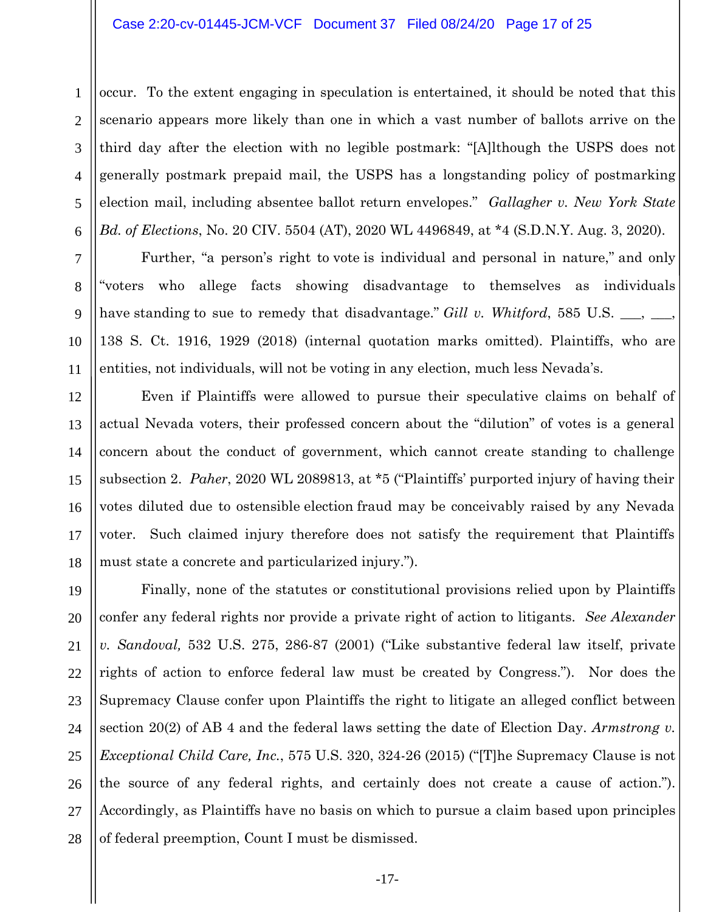occur. To the extent engaging in speculation is entertained, it should be noted that this scenario appears more likely than one in which a vast number of ballots arrive on the third day after the election with no legible postmark: "[A]lthough the USPS does not generally postmark prepaid mail, the USPS has a longstanding policy of postmarking election mail, including absentee ballot return envelopes." *Gallagher v. New York State Bd. of Elections*, No. 20 CIV. 5504 (AT), 2020 WL 4496849, at *4 (S.D.N.Y. Aug. 3, 2020).

Further, "a person's right to vote is individual and personal in nature," and only "voters who allege facts showing disadvantage to themselves as individuals have standing to sue to remedy that disadvantage." *Gill v. Whitford*, 585 U.S. ___, ___, 138 S. Ct. 1916, 1929 (2018) (internal quotation marks omitted). Plaintiffs, who are entities, not individuals, will not be voting in any election, much less Nevada's.

Even if Plaintiffs were allowed to pursue their speculative claims on behalf of actual Nevada voters, their professed concern about the "dilution" of votes is a general concern about the conduct of government, which cannot create standing to challenge subsection 2. *Paher*, 2020 WL 2089813, at *5 ("Plaintiffs' purported injury of having their votes diluted due to ostensible election fraud may be conceivably raised by any Nevada voter. Such claimed injury therefore does not satisfy the requirement that Plaintiffs must state a concrete and particularized injury.").

Finally, none of the statutes or constitutional provisions relied upon by Plaintiffs confer any federal rights nor provide a private right of action to litigants. *See Alexander v. Sandoval,* 532 U.S. 275, 286-87 (2001) ("Like substantive federal law itself, private rights of action to enforce federal law must be created by Congress."). Nor does the Supremacy Clause confer upon Plaintiffs the right to litigate an alleged conflict between section 20(2) of AB 4 and the federal laws setting the date of Election Day. *Armstrong v. Exceptional Child Care, Inc.*, 575 U.S. 320, 324-26 (2015) ("[T]he Supremacy Clause is not the source of any federal rights, and certainly does not create a cause of action."). Accordingly, as Plaintiffs have no basis on which to pursue a claim based upon principles of federal preemption, Count I must be dismissed.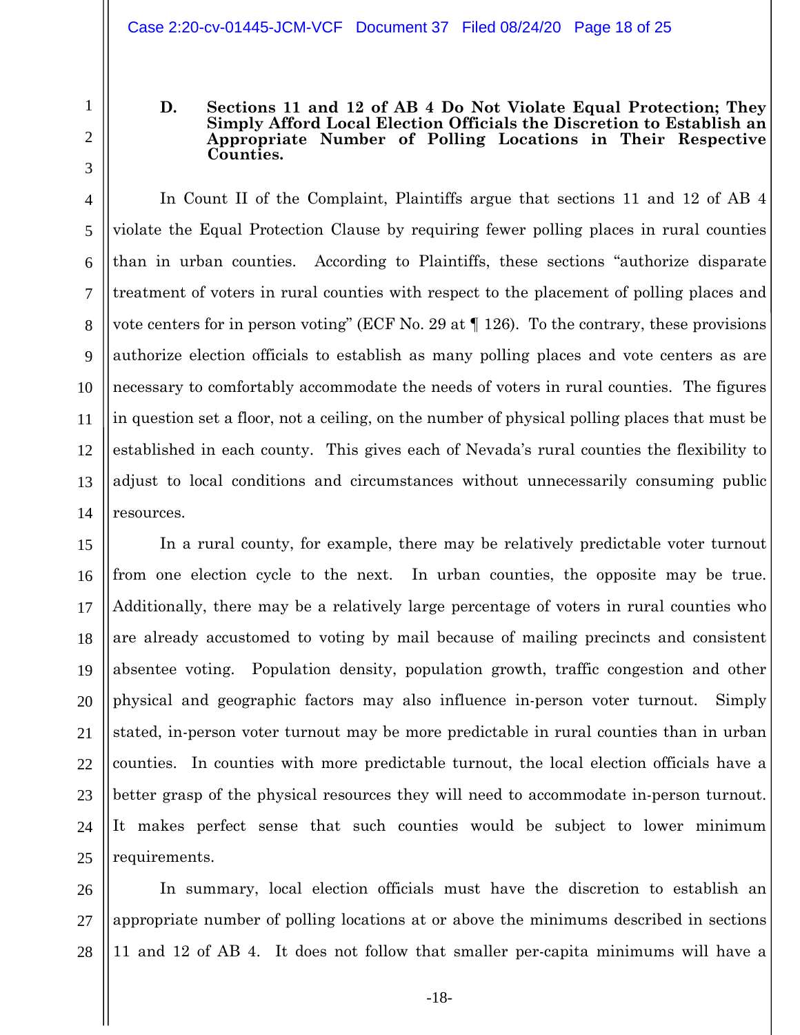### D. Sections 11 and 12 of AB 4 Do Not Violate Equal Protection; They Simply Afford Local Election Officials the Discretion to Establish an Appropriate Number of Polling Locations in Their Respective Counties.

In Count II of the Complaint, Plaintiffs argue that sections 11 and 12 of AB 4 violate the Equal Protection Clause by requiring fewer polling places in rural counties than in urban counties. According to Plaintiffs, these sections "authorize disparate treatment of voters in rural counties with respect to the placement of polling places and vote centers for in person voting" (ECF No. 29 at ¶ 126). To the contrary, these provisions authorize election officials to establish as many polling places and vote centers as are necessary to comfortably accommodate the needs of voters in rural counties. The figures in question set a floor, not a ceiling, on the number of physical polling places that must be established in each county. This gives each of Nevada's rural counties the flexibility to adjust to local conditions and circumstances without unnecessarily consuming public resources.

In a rural county, for example, there may be relatively predictable voter turnout from one election cycle to the next. In urban counties, the opposite may be true. Additionally, there may be a relatively large percentage of voters in rural counties who are already accustomed to voting by mail because of mailing precincts and consistent absentee voting. Population density, population growth, traffic congestion and other physical and geographic factors may also influence in-person voter turnout. Simply stated, in-person voter turnout may be more predictable in rural counties than in urban counties. In counties with more predictable turnout, the local election officials have a better grasp of the physical resources they will need to accommodate in-person turnout. It makes perfect sense that such counties would be subject to lower minimum requirements.

In summary, local election officials must have the discretion to establish an appropriate number of polling locations at or above the minimums described in sections 11 and 12 of AB 4. It does not follow that smaller per-capita minimums will have a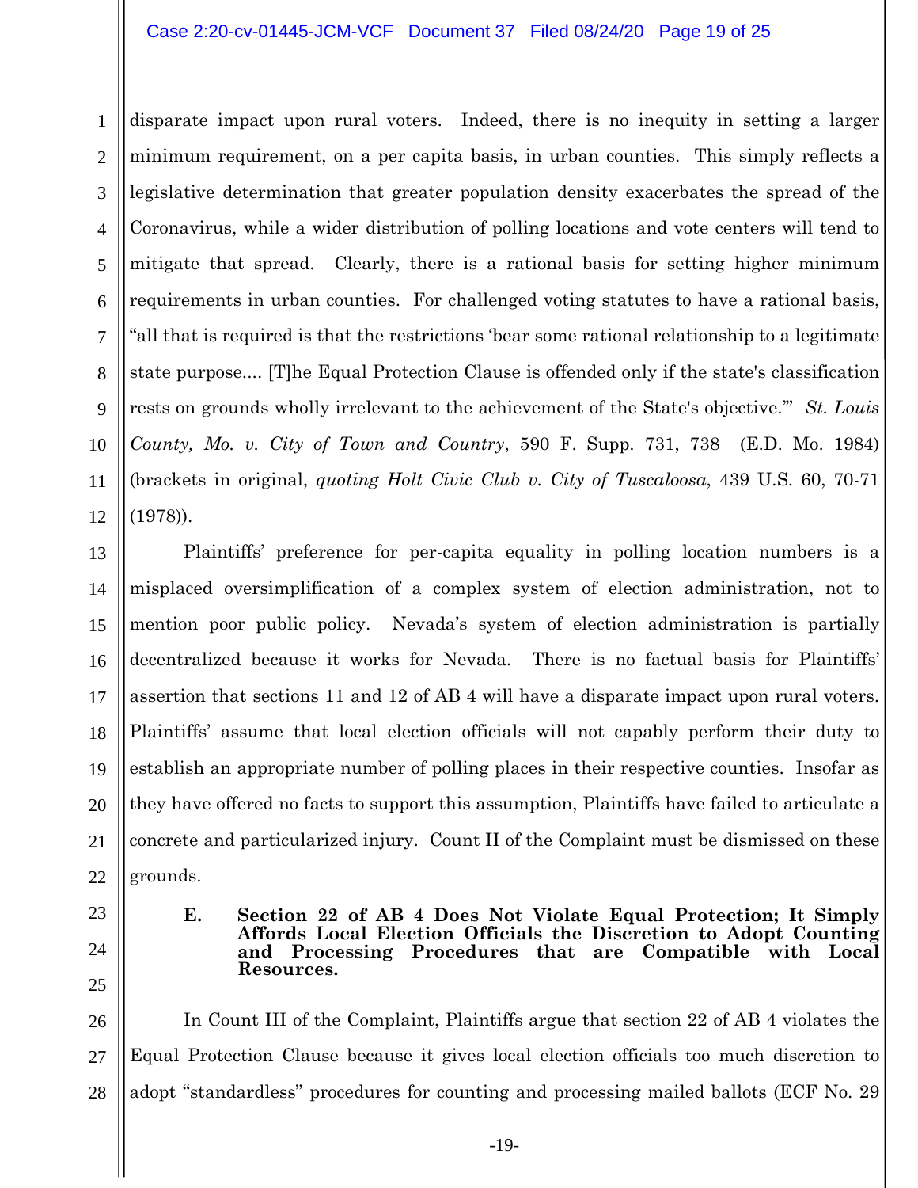disparate impact upon rural voters. Indeed, there is no inequity in setting a larger minimum requirement, on a per capita basis, in urban counties. This simply reflects a legislative determination that greater population density exacerbates the spread of the Coronavirus, while a wider distribution of polling locations and vote centers will tend to mitigate that spread. Clearly, there is a rational basis for setting higher minimum requirements in urban counties. For challenged voting statutes to have a rational basis, "all that is required is that the restrictions 'bear some rational relationship to a legitimate state purpose.... [T]he Equal Protection Clause is offended only if the state's classification rests on grounds wholly irrelevant to the achievement of the State's objective.'" *St. Louis County, Mo. v. City of Town and Country*, 590 F. Supp. 731, 738 (E.D. Mo. 1984) (brackets in original, *quoting Holt Civic Club v. City of Tuscaloosa*, 439 U.S. 60, 70-71 (1978)).

Plaintiffs' preference for per-capita equality in polling location numbers is a misplaced oversimplification of a complex system of election administration, not to mention poor public policy. Nevada's system of election administration is partially decentralized because it works for Nevada. There is no factual basis for Plaintiffs' assertion that sections 11 and 12 of AB 4 will have a disparate impact upon rural voters. Plaintiffs' assume that local election officials will not capably perform their duty to establish an appropriate number of polling places in their respective counties. Insofar as they have offered no facts to support this assumption, Plaintiffs have failed to articulate a concrete and particularized injury. Count II of the Complaint must be dismissed on these grounds.

### E. Section 22 of AB 4 Does Not Violate Equal Protection; It Simply Affords Local Election Officials the Discretion to Adopt Counting and Processing Procedures that are Compatible with Local Resources.

In Count III of the Complaint, Plaintiffs argue that section 22 of AB 4 violates the Equal Protection Clause because it gives local election officials too much discretion to adopt "standardless" procedures for counting and processing mailed ballots (ECF No. 29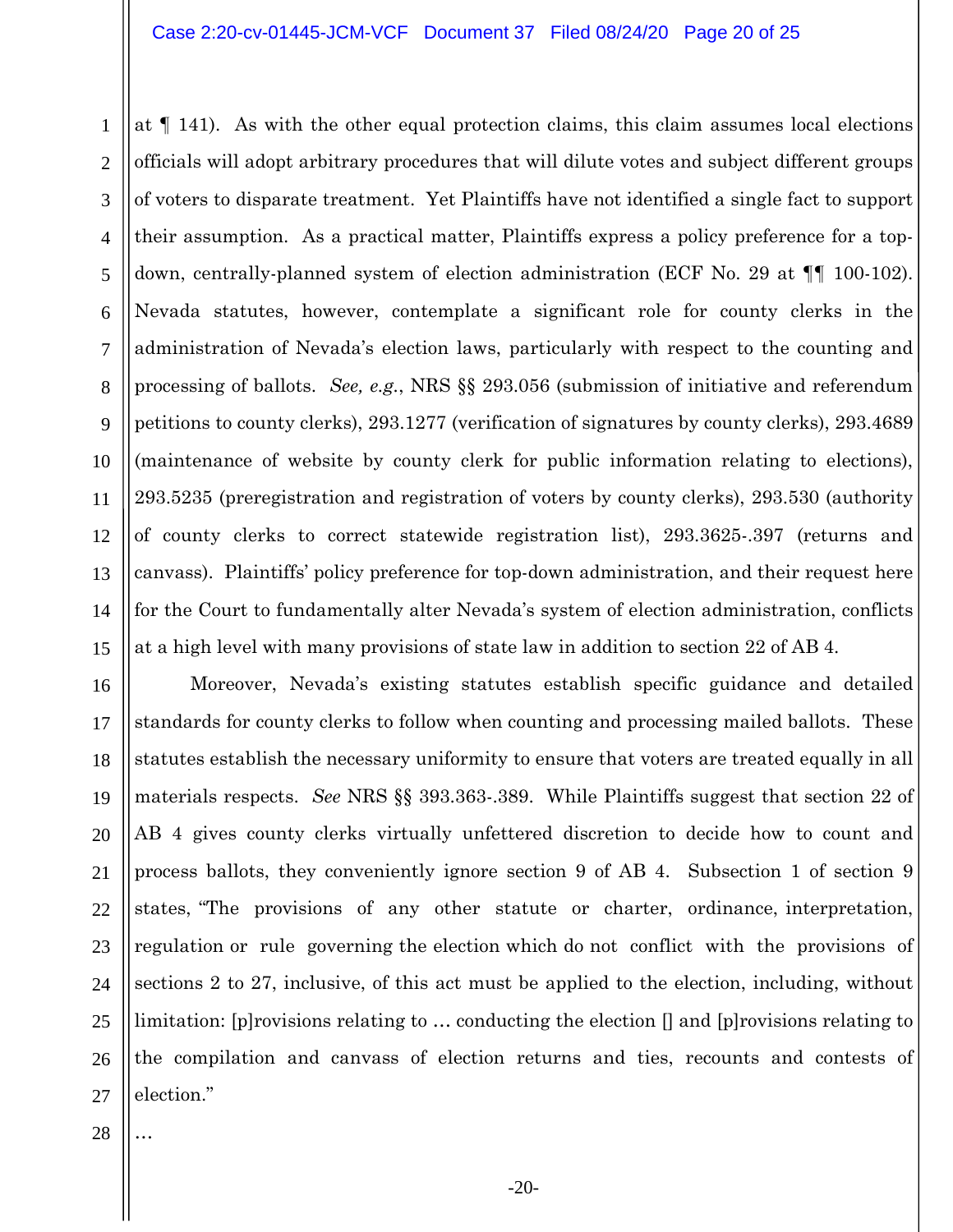at ¶ 141). As with the other equal protection claims, this claim assumes local elections officials will adopt arbitrary procedures that will dilute votes and subject different groups of voters to disparate treatment. Yet Plaintiffs have not identified a single fact to support their assumption. As a practical matter, Plaintiffs express a policy preference for a top-down, centrally-planned system of election administration (ECF No. 29 at ¶¶ 100-102). Nevada statutes, however, contemplate a significant role for county clerks in the administration of Nevada's election laws, particularly with respect to the counting and processing of ballots. *See, e.g.*, NRS §§ 293.056 (submission of initiative and referendum petitions to county clerks), 293.1277 (verification of signatures by county clerks), 293.4689 (maintenance of website by county clerk for public information relating to elections), 293.5235 (preregistration and registration of voters by county clerks), 293.530 (authority of county clerks to correct statewide registration list), 293.3625-.397 (returns and canvass). Plaintiffs' policy preference for top-down administration, and their request here for the Court to fundamentally alter Nevada's system of election administration, conflicts at a high level with many provisions of state law in addition to section 22 of AB 4.

Moreover, Nevada's existing statutes establish specific guidance and detailed standards for county clerks to follow when counting and processing mailed ballots. These statutes establish the necessary uniformity to ensure that voters are treated equally in all materials respects. *See* NRS §§ 393.363-.389. While Plaintiffs suggest that section 22 of AB 4 gives county clerks virtually unfettered discretion to decide how to count and process ballots, they conveniently ignore section 9 of AB 4. Subsection 1 of section 9 states, "The provisions of any other statute or charter, ordinance, interpretation, regulation or rule governing the election which do not conflict with the provisions of sections 2 to 27, inclusive, of this act must be applied to the election, including, without limitation: [p]rovisions relating to … conducting the election [] and [p]rovisions relating to the compilation and canvass of election returns and ties, recounts and contests of election."

…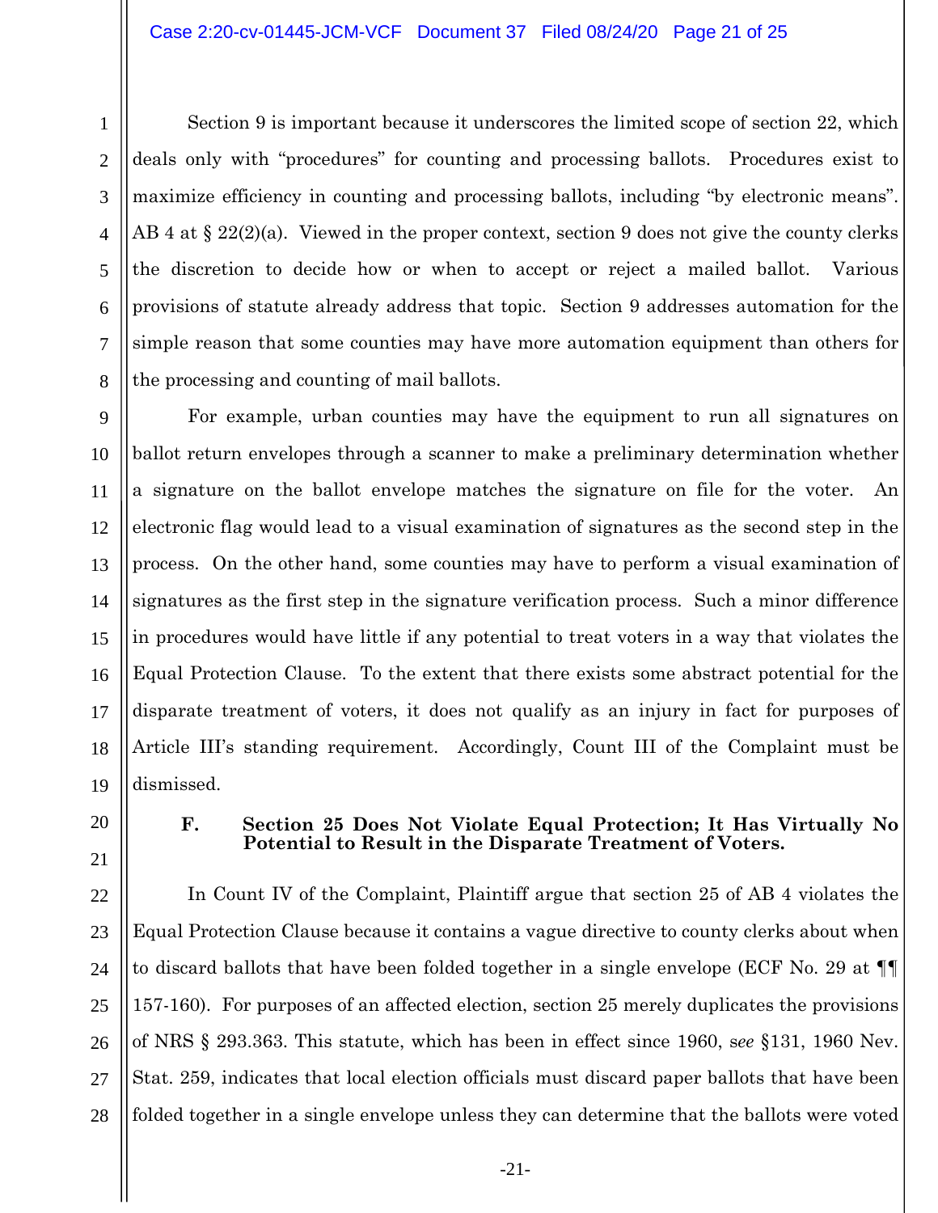Section 9 is important because it underscores the limited scope of section 22, which deals only with "procedures" for counting and processing ballots. Procedures exist to maximize efficiency in counting and processing ballots, including "by electronic means". AB 4 at § 22(2)(a). Viewed in the proper context, section 9 does not give the county clerks the discretion to decide how or when to accept or reject a mailed ballot. Various provisions of statute already address that topic. Section 9 addresses automation for the simple reason that some counties may have more automation equipment than others for the processing and counting of mail ballots.

For example, urban counties may have the equipment to run all signatures on ballot return envelopes through a scanner to make a preliminary determination whether a signature on the ballot envelope matches the signature on file for the voter. An electronic flag would lead to a visual examination of signatures as the second step in the process. On the other hand, some counties may have to perform a visual examination of signatures as the first step in the signature verification process. Such a minor difference in procedures would have little if any potential to treat voters in a way that violates the Equal Protection Clause. To the extent that there exists some abstract potential for the disparate treatment of voters, it does not qualify as an injury in fact for purposes of Article III's standing requirement. Accordingly, Count III of the Complaint must be dismissed.

### F. Section 25 Does Not Violate Equal Protection; It Has Virtually No Potential to Result in the Disparate Treatment of Voters.

In Count IV of the Complaint, Plaintiff argue that section 25 of AB 4 violates the Equal Protection Clause because it contains a vague directive to county clerks about when to discard ballots that have been folded together in a single envelope (ECF No. 29 at ¶¶ 157-160). For purposes of an affected election, section 25 merely duplicates the provisions of NRS § 293.363. This statute, which has been in effect since 1960, *see* §131, 1960 Nev. Stat. 259, indicates that local election officials must discard paper ballots that have been folded together in a single envelope unless they can determine that the ballots were voted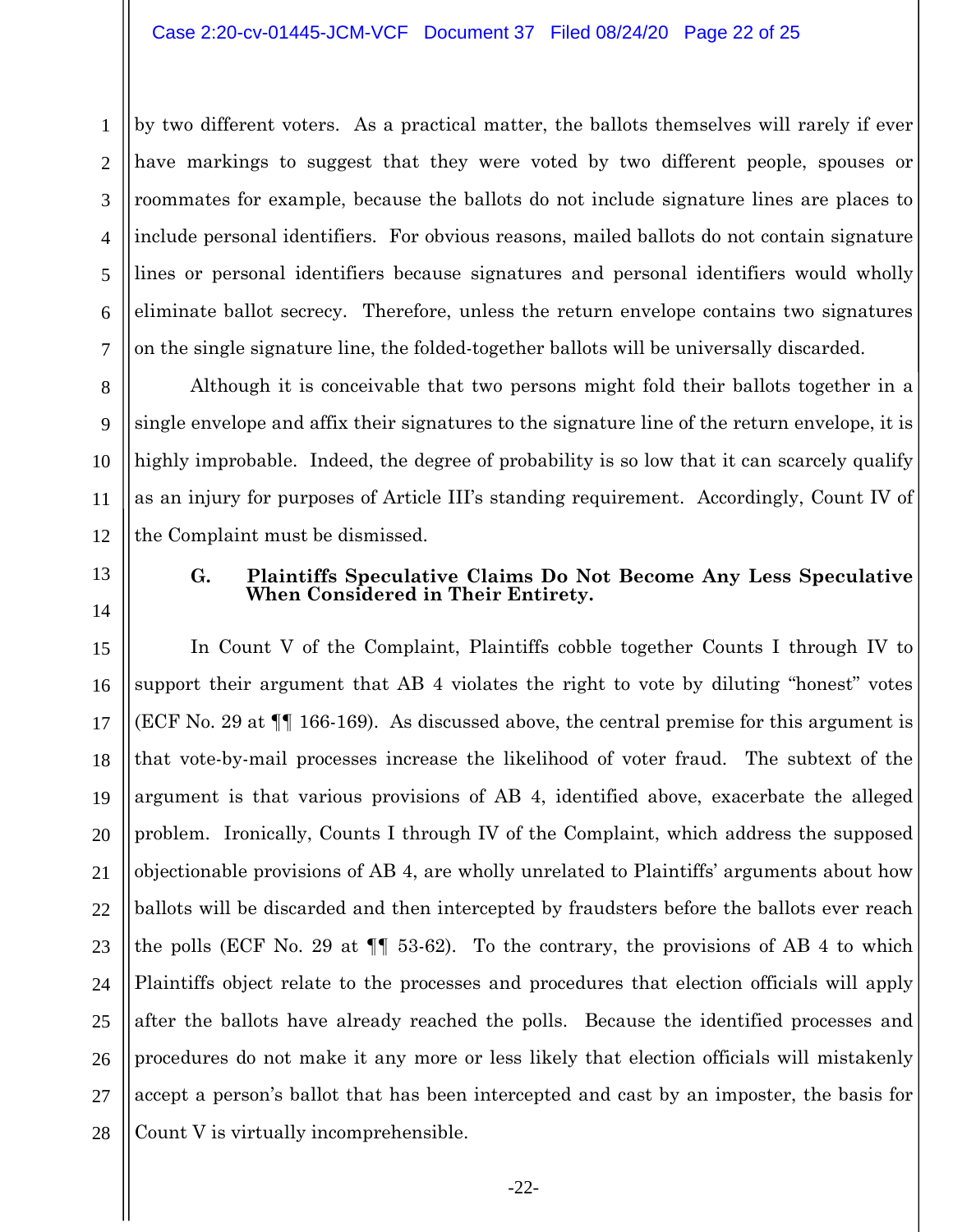by two different voters. As a practical matter, the ballots themselves will rarely if ever have markings to suggest that they were voted by two different people, spouses or roommates for example, because the ballots do not include signature lines are places to include personal identifiers. For obvious reasons, mailed ballots do not contain signature lines or personal identifiers because signatures and personal identifiers would wholly eliminate ballot secrecy. Therefore, unless the return envelope contains two signatures on the single signature line, the folded-together ballots will be universally discarded.

Although it is conceivable that two persons might fold their ballots together in a single envelope and affix their signatures to the signature line of the return envelope, it is highly improbable. Indeed, the degree of probability is so low that it can scarcely qualify as an injury for purposes of Article III's standing requirement. Accordingly, Count IV of the Complaint must be dismissed.

### G. Plaintiffs Speculative Claims Do Not Become Any Less Speculative When Considered in Their Entirety.

In Count V of the Complaint, Plaintiffs cobble together Counts I through IV to support their argument that AB 4 violates the right to vote by diluting "honest" votes (ECF No. 29 at ¶¶ 166-169). As discussed above, the central premise for this argument is that vote-by-mail processes increase the likelihood of voter fraud. The subtext of the argument is that various provisions of AB 4, identified above, exacerbate the alleged problem. Ironically, Counts I through IV of the Complaint, which address the supposed objectionable provisions of AB 4, are wholly unrelated to Plaintiffs' arguments about how ballots will be discarded and then intercepted by fraudsters before the ballots ever reach the polls (ECF No. 29 at ¶¶ 53-62). To the contrary, the provisions of AB 4 to which Plaintiffs object relate to the processes and procedures that election officials will apply after the ballots have already reached the polls. Because the identified processes and procedures do not make it any more or less likely that election officials will mistakenly accept a person's ballot that has been intercepted and cast by an imposter, the basis for Count V is virtually incomprehensible.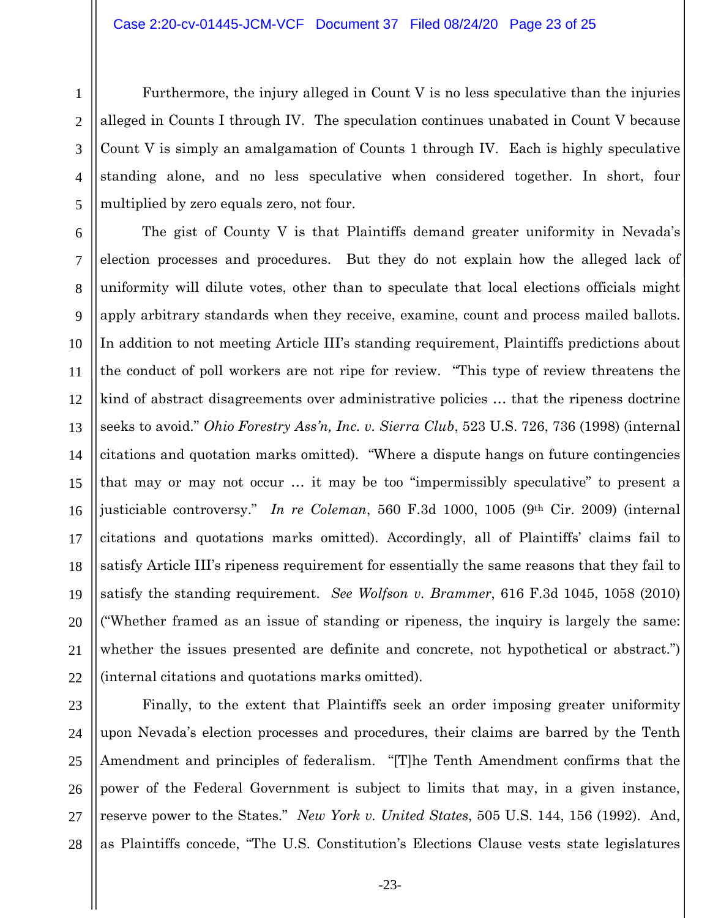Furthermore, the injury alleged in Count V is no less speculative than the injuries alleged in Counts I through IV. The speculation continues unabated in Count V because Count V is simply an amalgamation of Counts 1 through IV. Each is highly speculative standing alone, and no less speculative when considered together. In short, four multiplied by zero equals zero, not four.

The gist of County V is that Plaintiffs demand greater uniformity in Nevada's election processes and procedures. But they do not explain how the alleged lack of uniformity will dilute votes, other than to speculate that local elections officials might apply arbitrary standards when they receive, examine, count and process mailed ballots. In addition to not meeting Article III's standing requirement, Plaintiffs predictions about the conduct of poll workers are not ripe for review. "This type of review threatens the kind of abstract disagreements over administrative policies … that the ripeness doctrine seeks to avoid." *Ohio Forestry Ass'n, Inc. v. Sierra Club*, 523 U.S. 726, 736 (1998) (internal citations and quotation marks omitted). "Where a dispute hangs on future contingencies that may or may not occur … it may be too "impermissibly speculative" to present a justiciable controversy." *In re Coleman*, 560 F.3d 1000, 1005 (9th Cir. 2009) (internal citations and quotations marks omitted). Accordingly, all of Plaintiffs' claims fail to satisfy Article III's ripeness requirement for essentially the same reasons that they fail to satisfy the standing requirement. *See Wolfson v. Brammer*, 616 F.3d 1045, 1058 (2010) ("Whether framed as an issue of standing or ripeness, the inquiry is largely the same: whether the issues presented are definite and concrete, not hypothetical or abstract.") (internal citations and quotations marks omitted).

Finally, to the extent that Plaintiffs seek an order imposing greater uniformity upon Nevada's election processes and procedures, their claims are barred by the Tenth Amendment and principles of federalism. "[T]he Tenth Amendment confirms that the power of the Federal Government is subject to limits that may, in a given instance, reserve power to the States." *New York v. United States*, 505 U.S. 144, 156 (1992). And, as Plaintiffs concede, "The U.S. Constitution's Elections Clause vests state legislatures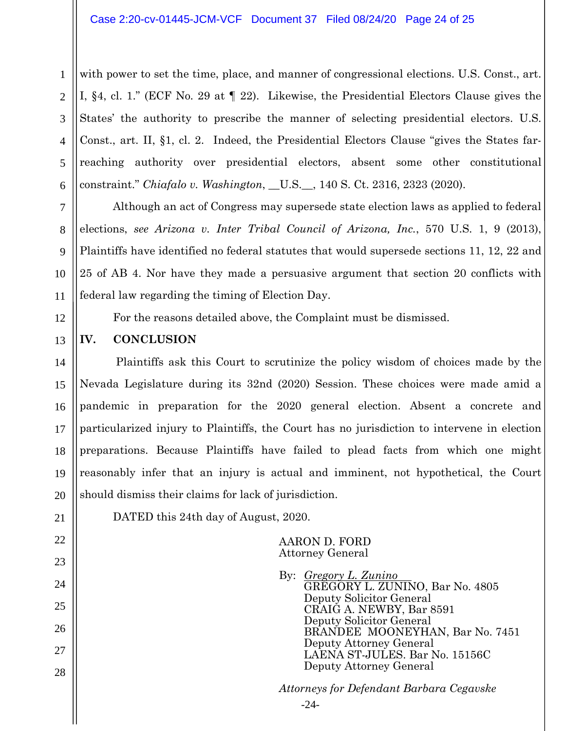with power to set the time, place, and manner of congressional elections. U.S. Const., art. I, §4, cl. 1." (ECF No. 29 at ¶ 22). Likewise, the Presidential Electors Clause gives the States' the authority to prescribe the manner of selecting presidential electors. U.S. Const., art. II, §1, cl. 2. Indeed, the Presidential Electors Clause "gives the States far-reaching authority over presidential electors, absent some other constitutional constraint." *Chiafalo v. Washington*, __U.S.__, 140 S. Ct. 2316, 2323 (2020).

Although an act of Congress may supersede state election laws as applied to federal elections, *see Arizona v. Inter Tribal Council of Arizona, Inc.*, 570 U.S. 1, 9 (2013), Plaintiffs have identified no federal statutes that would supersede sections 11, 12, 22 and 25 of AB 4. Nor have they made a persuasive argument that section 20 conflicts with federal law regarding the timing of Election Day.

For the reasons detailed above, the Complaint must be dismissed.

## IV. CONCLUSION

Plaintiffs ask this Court to scrutinize the policy wisdom of choices made by the Nevada Legislature during its 32nd (2020) Session. These choices were made amid a pandemic in preparation for the 2020 general election. Absent a concrete and particularized injury to Plaintiffs, the Court has no jurisdiction to intervene in election preparations. Because Plaintiffs have failed to plead facts from which one might reasonably infer that an injury is actual and imminent, not hypothetical, the Court should dismiss their claims for lack of jurisdiction.

DATED this 24th day of August, 2020.

AARON D. FORD
Attorney General

By: *Gregory L. Zunino*
GREGORY L. ZUNINO, Bar No. 4805
Deputy Solicitor General
CRAIG A. NEWBY, Bar 8591
Deputy Solicitor General
BRANDEE MOONEYHAN, Bar No. 7451
Deputy Attorney General
LAENA ST-JULES. Bar No. 15156C
Deputy Attorney General

*Attorneys for Defendant Barbara Cegavske*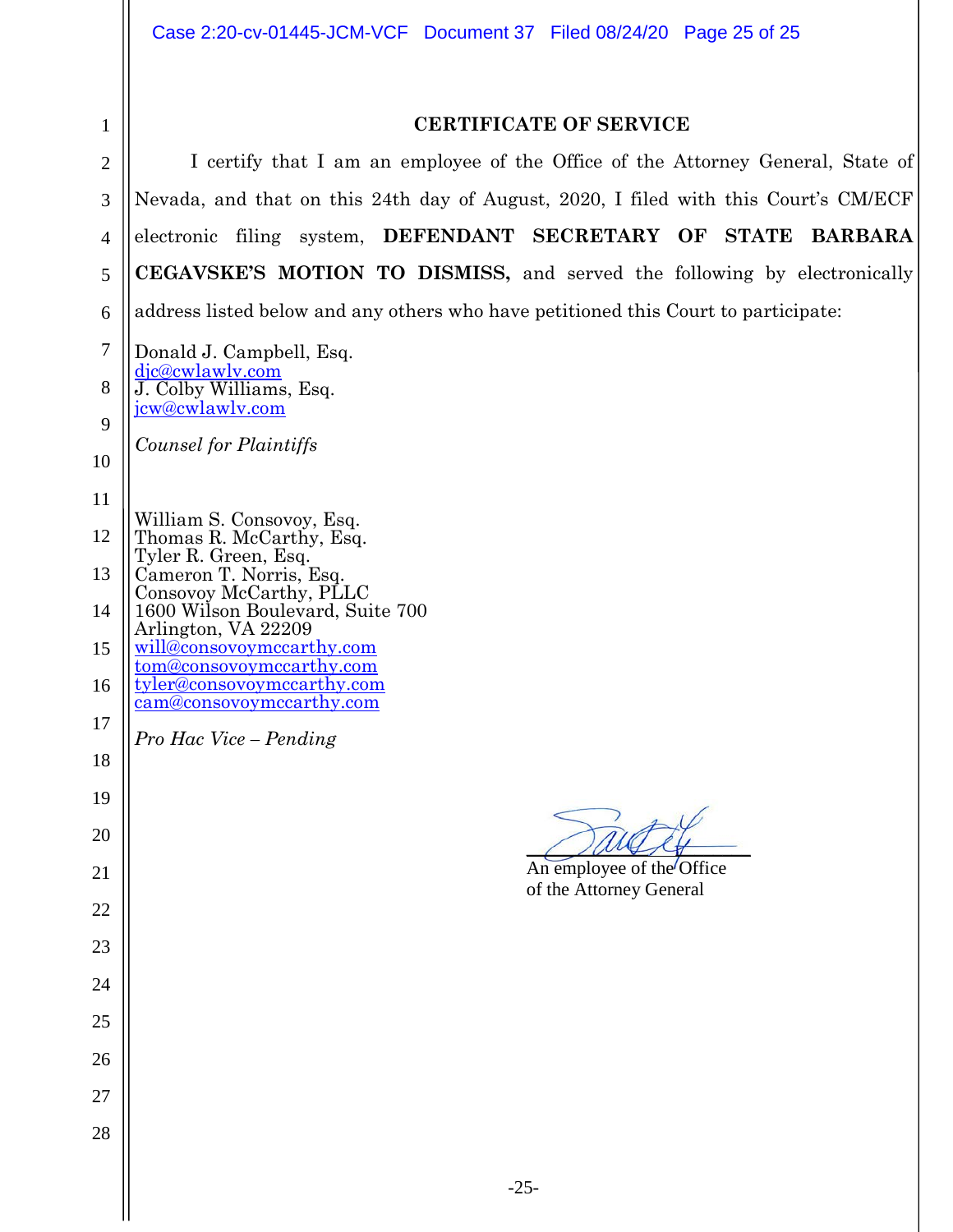## CERTIFICATE OF SERVICE

I certify that I am an employee of the Office of the Attorney General, State of Nevada, and that on this 24th day of August, 2020, I filed with this Court's CM/ECF electronic filing system, **DEFENDANT SECRETARY OF STATE BARBARA CEGAVSKE'S MOTION TO DISMISS,** and served the following by electronically address listed below and any others who have petitioned this Court to participate:

Donald J. Campbell, Esq.
djc@cwlawlv.com
J. Colby Williams, Esq.
jcw@cwlawlv.com

*Counsel for Plaintiffs*

William S. Consovoy, Esq.
Thomas R. McCarthy, Esq.
Tyler R. Green, Esq.
Cameron T. Norris, Esq.
Consovoy McCarthy, PLLC
1600 Wilson Boulevard, Suite 700
Arlington, VA 22209
will@consovoymccarthy.com
tom@consovoymccarthy.com
tyler@consovoymccarthy.com
cam@consovoymccarthy.com

*Pro Hac Vice – Pending*

An employee of the Office
of the Attorney General